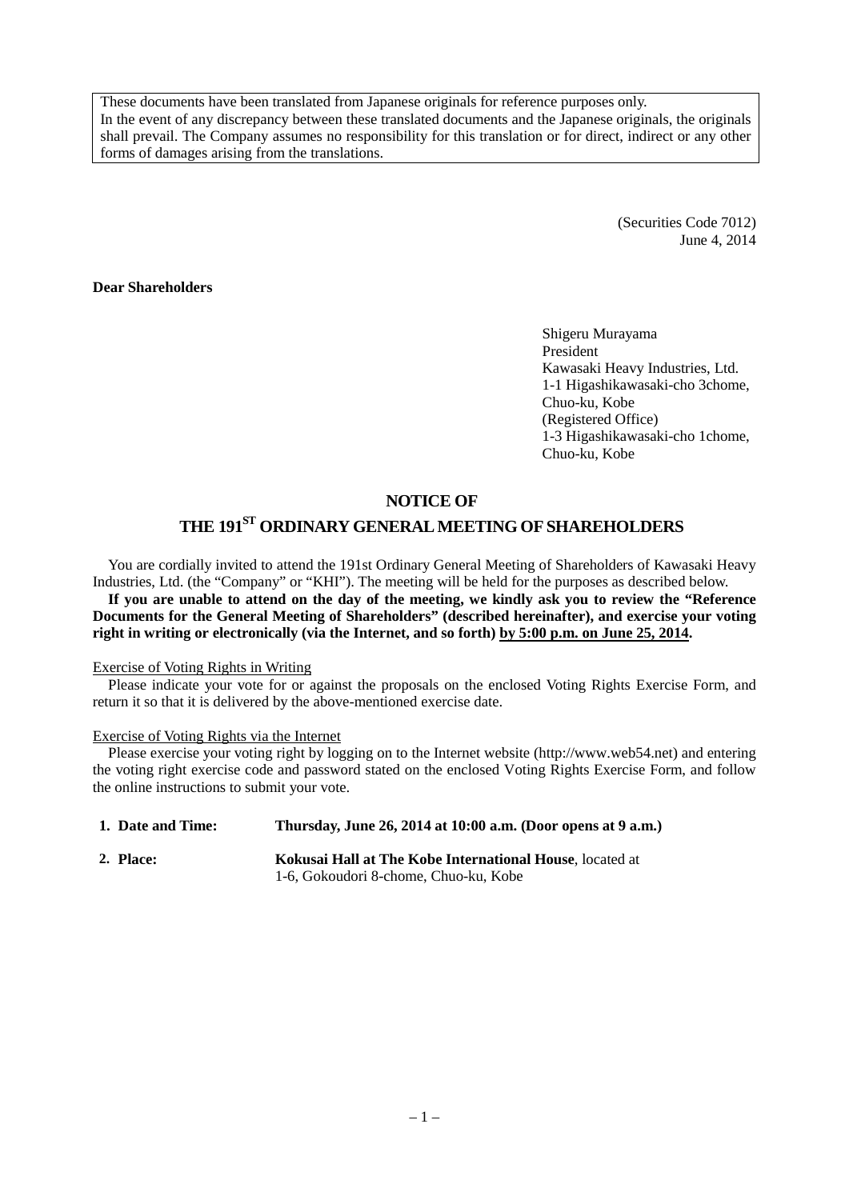These documents have been translated from Japanese originals for reference purposes only.
In the event of any discrepancy between these translated documents and the Japanese originals, the originals shall prevail. The Company assumes no responsibility for this translation or for direct, indirect or any other forms of damages arising from the translations.

(Securities Code 7012)
June 4, 2014

**Dear Shareholders**

Shigeru Murayama
President
Kawasaki Heavy Industries, Ltd.
1-1 Higashikawasaki-cho 3chome,
Chuo-ku, Kobe
(Registered Office)
1-3 Higashikawasaki-cho 1chome,
Chuo-ku, Kobe

# NOTICE OF THE 191ST ORDINARY GENERAL MEETING OF SHAREHOLDERS

You are cordially invited to attend the 191st Ordinary General Meeting of Shareholders of Kawasaki Heavy Industries, Ltd. (the "Company" or "KHI"). The meeting will be held for the purposes as described below.

**If you are unable to attend on the day of the meeting, we kindly ask you to review the "Reference Documents for the General Meeting of Shareholders" (described hereinafter), and exercise your voting right in writing or electronically (via the Internet, and so forth) by 5:00 p.m. on June 25, 2014.**

Exercise of Voting Rights in Writing

Please indicate your vote for or against the proposals on the enclosed Voting Rights Exercise Form, and return it so that it is delivered by the above-mentioned exercise date.

Exercise of Voting Rights via the Internet

Please exercise your voting right by logging on to the Internet website (http://www.web54.net) and entering the voting right exercise code and password stated on the enclosed Voting Rights Exercise Form, and follow the online instructions to submit your vote.

1. **Date and Time:** **Thursday, June 26, 2014 at 10:00 a.m. (Door opens at 9 a.m.)**
2. **Place:** **Kokusai Hall at The Kobe International House**, located at 1-6, Gokoudori 8-chome, Chuo-ku, Kobe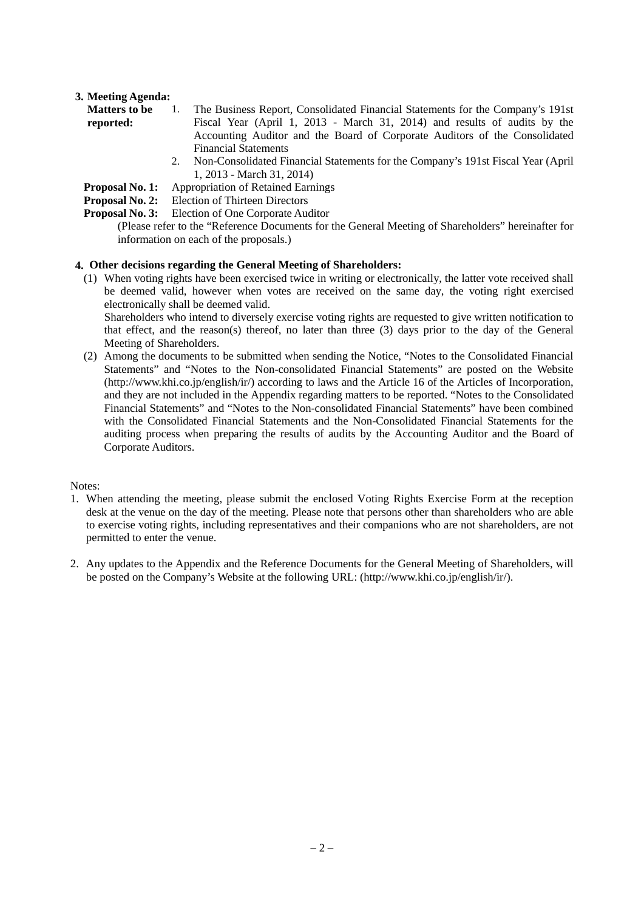**3. Meeting Agenda:**

**Matters to be reported:**

1. The Business Report, Consolidated Financial Statements for the Company's 191st Fiscal Year (April 1, 2013 - March 31, 2014) and results of audits by the Accounting Auditor and the Board of Corporate Auditors of the Consolidated Financial Statements
2. Non-Consolidated Financial Statements for the Company's 191st Fiscal Year (April 1, 2013 - March 31, 2014)

**Proposal No. 1:** Appropriation of Retained Earnings

**Proposal No. 2:** Election of Thirteen Directors

**Proposal No. 3:** Election of One Corporate Auditor

(Please refer to the "Reference Documents for the General Meeting of Shareholders" hereinafter for information on each of the proposals.)

**4. Other decisions regarding the General Meeting of Shareholders:**

(1) When voting rights have been exercised twice in writing or electronically, the latter vote received shall be deemed valid, however when votes are received on the same day, the voting right exercised electronically shall be deemed valid.
Shareholders who intend to diversely exercise voting rights are requested to give written notification to that effect, and the reason(s) thereof, no later than three (3) days prior to the day of the General Meeting of Shareholders.

(2) Among the documents to be submitted when sending the Notice, "Notes to the Consolidated Financial Statements" and "Notes to the Non-consolidated Financial Statements" are posted on the Website (http://www.khi.co.jp/english/ir/) according to laws and the Article 16 of the Articles of Incorporation, and they are not included in the Appendix regarding matters to be reported. "Notes to the Consolidated Financial Statements" and "Notes to the Non-consolidated Financial Statements" have been combined with the Consolidated Financial Statements and the Non-Consolidated Financial Statements for the auditing process when preparing the results of audits by the Accounting Auditor and the Board of Corporate Auditors.

Notes:

1. When attending the meeting, please submit the enclosed Voting Rights Exercise Form at the reception desk at the venue on the day of the meeting. Please note that persons other than shareholders who are able to exercise voting rights, including representatives and their companions who are not shareholders, are not permitted to enter the venue.

2. Any updates to the Appendix and the Reference Documents for the General Meeting of Shareholders, will be posted on the Company's Website at the following URL: (http://www.khi.co.jp/english/ir/).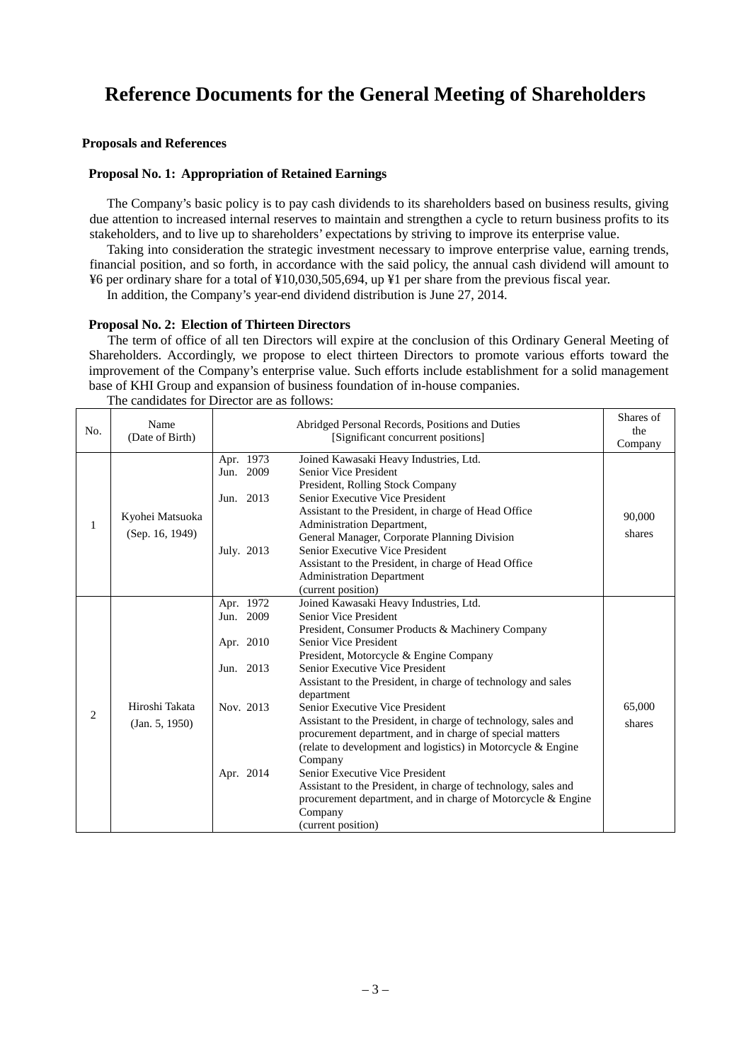# Reference Documents for the General Meeting of Shareholders

### Proposals and References

#### Proposal No. 1: Appropriation of Retained Earnings

The Company's basic policy is to pay cash dividends to its shareholders based on business results, giving due attention to increased internal reserves to maintain and strengthen a cycle to return business profits to its stakeholders, and to live up to shareholders' expectations by striving to improve its enterprise value.

Taking into consideration the strategic investment necessary to improve enterprise value, earning trends, financial position, and so forth, in accordance with the said policy, the annual cash dividend will amount to ¥6 per ordinary share for a total of ¥10,030,505,694, up ¥1 per share from the previous fiscal year.

In addition, the Company's year-end dividend distribution is June 27, 2014.

#### Proposal No. 2: Election of Thirteen Directors

The term of office of all ten Directors will expire at the conclusion of this Ordinary General Meeting of Shareholders. Accordingly, we propose to elect thirteen Directors to promote various efforts toward the improvement of the Company's enterprise value. Such efforts include establishment for a solid management base of KHI Group and expansion of business foundation of in-house companies.

The candidates for Director are as follows:

| No. | Name (Date of Birth) | Abridged Personal Records, Positions and Duties [Significant concurrent positions] | | Shares of the Company |
|---|---|---|---|---|
| 1 | Kyohei Matsuoka (Sep. 16, 1949) | Apr. 1973 | Joined Kawasaki Heavy Industries, Ltd. | 90,000 shares |
| | | Jun. 2009 | Senior Vice President<br>President, Rolling Stock Company | |
| | | Jun. 2013 | Senior Executive Vice President<br>Assistant to the President, in charge of Head Office Administration Department,<br>General Manager, Corporate Planning Division | |
| | | July. 2013 | Senior Executive Vice President<br>Assistant to the President, in charge of Head Office Administration Department<br>(current position) | |
| 2 | Hiroshi Takata (Jan. 5, 1950) | Apr. 1972 | Joined Kawasaki Heavy Industries, Ltd. | 65,000 shares |
| | | Jun. 2009 | Senior Vice President<br>President, Consumer Products & Machinery Company | |
| | | Apr. 2010 | Senior Vice President<br>President, Motorcycle & Engine Company | |
| | | Jun. 2013 | Senior Executive Vice President<br>Assistant to the President, in charge of technology and sales department | |
| | | Nov. 2013 | Senior Executive Vice President<br>Assistant to the President, in charge of technology, sales and procurement department, and in charge of special matters (relate to development and logistics) in Motorcycle & Engine Company | |
| | | Apr. 2014 | Senior Executive Vice President<br>Assistant to the President, in charge of technology, sales and procurement department, and in charge of Motorcycle & Engine Company<br>(current position) | |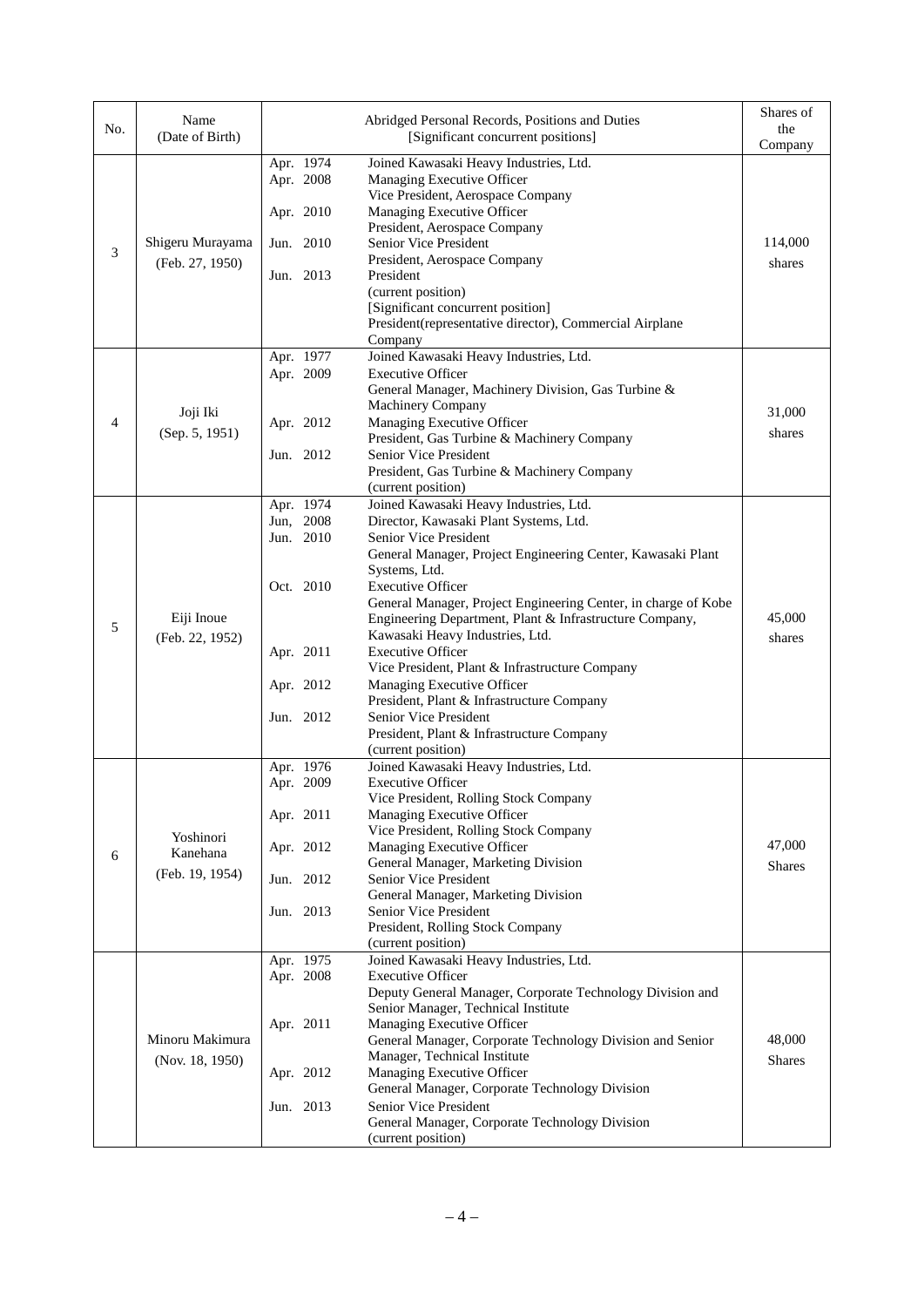| No. | Name (Date of Birth) | Abridged Personal Records, Positions and Duties [Significant concurrent positions] | | Shares of the Company |
|---|---|---|---|---|
| 3 | Shigeru Murayama (Feb. 27, 1950) | Apr. 1974<br>Apr. 2008<br><br>Apr. 2010<br><br>Jun. 2010<br><br>Jun. 2013 | Joined Kawasaki Heavy Industries, Ltd.<br>Managing Executive Officer<br>Vice President, Aerospace Company<br>Managing Executive Officer<br>President, Aerospace Company<br>Senior Vice President<br>President, Aerospace Company<br>President<br>(current position)<br>[Significant concurrent position]<br>President(representative director), Commercial Airplane Company | 114,000 shares |
| 4 | Joji Iki (Sep. 5, 1951) | Apr. 1977<br>Apr. 2009<br><br><br>Apr. 2012<br><br>Jun. 2012 | Joined Kawasaki Heavy Industries, Ltd.<br>Executive Officer<br>General Manager, Machinery Division, Gas Turbine & Machinery Company<br>Managing Executive Officer<br>President, Gas Turbine & Machinery Company<br>Senior Vice President<br>President, Gas Turbine & Machinery Company<br>(current position) | 31,000 shares |
| 5 | Eiji Inoue (Feb. 22, 1952) | Apr. 1974<br>Jun, 2008<br>Jun. 2010<br><br><br>Oct. 2010<br><br><br><br>Apr. 2011<br><br>Apr. 2012<br><br>Jun. 2012 | Joined Kawasaki Heavy Industries, Ltd.<br>Director, Kawasaki Plant Systems, Ltd.<br>Senior Vice President<br>General Manager, Project Engineering Center, Kawasaki Plant Systems, Ltd.<br>Executive Officer<br>General Manager, Project Engineering Center, in charge of Kobe Engineering Department, Plant & Infrastructure Company, Kawasaki Heavy Industries, Ltd.<br>Executive Officer<br>Vice President, Plant & Infrastructure Company<br>Managing Executive Officer<br>President, Plant & Infrastructure Company<br>Senior Vice President<br>President, Plant & Infrastructure Company<br>(current position) | 45,000 shares |
| 6 | Yoshinori Kanehana (Feb. 19, 1954) | Apr. 1976<br>Apr. 2009<br><br>Apr. 2011<br><br>Apr. 2012<br><br>Jun. 2012<br><br>Jun. 2013 | Joined Kawasaki Heavy Industries, Ltd.<br>Executive Officer<br>Vice President, Rolling Stock Company<br>Managing Executive Officer<br>Vice President, Rolling Stock Company<br>Managing Executive Officer<br>General Manager, Marketing Division<br>Senior Vice President<br>General Manager, Marketing Division<br>Senior Vice President<br>President, Rolling Stock Company<br>(current position) | 47,000 Shares |
| | Minoru Makimura (Nov. 18, 1950) | Apr. 1975<br>Apr. 2008<br><br><br>Apr. 2011<br><br><br>Apr. 2012<br><br>Jun. 2013 | Joined Kawasaki Heavy Industries, Ltd.<br>Executive Officer<br>Deputy General Manager, Corporate Technology Division and Senior Manager, Technical Institute<br>Managing Executive Officer<br>General Manager, Corporate Technology Division and Senior Manager, Technical Institute<br>Managing Executive Officer<br>General Manager, Corporate Technology Division<br>Senior Vice President<br>General Manager, Corporate Technology Division<br>(current position) | 48,000 Shares |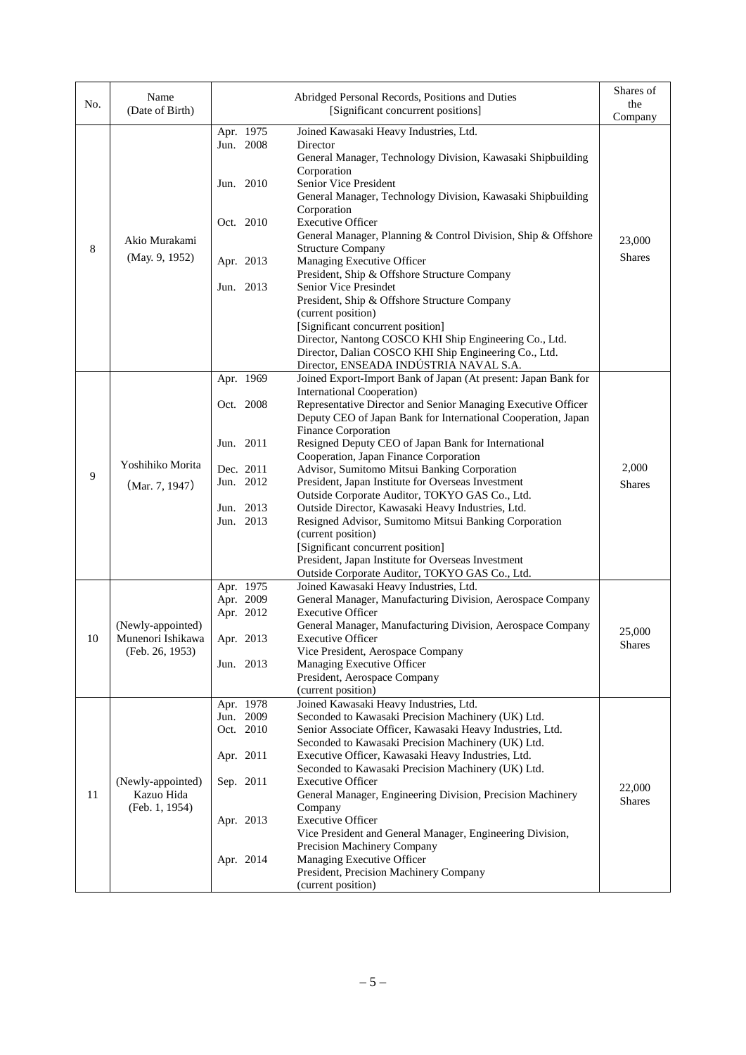| No. | Name (Date of Birth) | Abridged Personal Records, Positions and Duties [Significant concurrent positions] | Shares of the Company |
|---|---|---|---|
| 8 | Akio Murakami (May. 9, 1952) | Apr. 1975 Joined Kawasaki Heavy Industries, Ltd.<br>Jun. 2008 Director<br>General Manager, Technology Division, Kawasaki Shipbuilding Corporation<br>Jun. 2010 Senior Vice President<br>General Manager, Technology Division, Kawasaki Shipbuilding Corporation<br>Oct. 2010 Executive Officer<br>General Manager, Planning & Control Division, Ship & Offshore Structure Company<br>Apr. 2013 Managing Executive Officer<br>President, Ship & Offshore Structure Company<br>Jun. 2013 Senior Vice Presindet<br>President, Ship & Offshore Structure Company<br>(current position)<br>[Significant concurrent position]<br>Director, Nantong COSCO KHI Ship Engineering Co., Ltd.<br>Director, Dalian COSCO KHI Ship Engineering Co., Ltd.<br>Director, ENSEADA INDÚSTRIA NAVAL S.A. | 23,000 Shares |
| 9 | Yoshihiko Morita (Mar. 7, 1947) | Apr. 1969 Joined Export-Import Bank of Japan (At present: Japan Bank for International Cooperation)<br>Oct. 2008 Representative Director and Senior Managing Executive Officer Deputy CEO of Japan Bank for International Cooperation, Japan Finance Corporation<br>Jun. 2011 Resigned Deputy CEO of Japan Bank for International Cooperation, Japan Finance Corporation<br>Dec. 2011 Advisor, Sumitomo Mitsui Banking Corporation<br>Jun. 2012 President, Japan Institute for Overseas Investment<br>Outside Corporate Auditor, TOKYO GAS Co., Ltd.<br>Jun. 2013 Outside Director, Kawasaki Heavy Industries, Ltd.<br>Jun. 2013 Resigned Advisor, Sumitomo Mitsui Banking Corporation<br>(current position)<br>[Significant concurrent position]<br>President, Japan Institute for Overseas Investment<br>Outside Corporate Auditor, TOKYO GAS Co., Ltd. | 2,000 Shares |
| 10 | (Newly-appointed) Munenori Ishikawa (Feb. 26, 1953) | Apr. 1975 Joined Kawasaki Heavy Industries, Ltd.<br>Apr. 2009 General Manager, Manufacturing Division, Aerospace Company<br>Apr. 2012 Executive Officer<br>General Manager, Manufacturing Division, Aerospace Company<br>Apr. 2013 Executive Officer<br>Vice President, Aerospace Company<br>Jun. 2013 Managing Executive Officer<br>President, Aerospace Company<br>(current position) | 25,000 Shares |
| 11 | (Newly-appointed) Kazuo Hida (Feb. 1, 1954) | Apr. 1978 Joined Kawasaki Heavy Industries, Ltd.<br>Jun. 2009 Seconded to Kawasaki Precision Machinery (UK) Ltd.<br>Oct. 2010 Senior Associate Officer, Kawasaki Heavy Industries, Ltd.<br>Seconded to Kawasaki Precision Machinery (UK) Ltd.<br>Apr. 2011 Executive Officer, Kawasaki Heavy Industries, Ltd.<br>Seconded to Kawasaki Precision Machinery (UK) Ltd.<br>Sep. 2011 Executive Officer<br>General Manager, Engineering Division, Precision Machinery Company<br>Apr. 2013 Executive Officer<br>Vice President and General Manager, Engineering Division, Precision Machinery Company<br>Apr. 2014 Managing Executive Officer<br>President, Precision Machinery Company<br>(current position) | 22,000 Shares |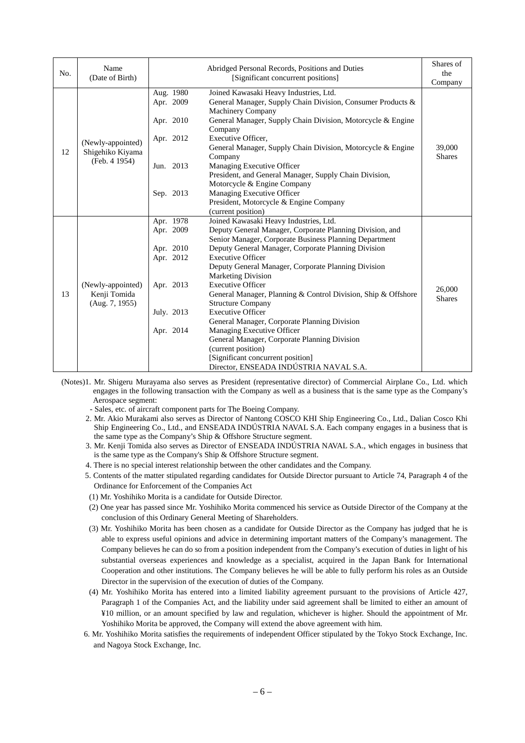| No. | Name (Date of Birth) | Abridged Personal Records, Positions and Duties [Significant concurrent positions] | | Shares of the Company |
|---|---|---|---|---|
| 12 | (Newly-appointed) Shigehiko Kiyama (Feb. 4 1954) | Aug. 1980<br>Apr. 2009<br><br>Apr. 2010<br><br>Apr. 2012<br><br><br>Jun. 2013<br><br><br>Sep. 2013 | Joined Kawasaki Heavy Industries, Ltd.<br>General Manager, Supply Chain Division, Consumer Products & Machinery Company<br>General Manager, Supply Chain Division, Motorcycle & Engine Company<br>Executive Officer,<br>General Manager, Supply Chain Division, Motorcycle & Engine Company<br>Managing Executive Officer<br>President, and General Manager, Supply Chain Division, Motorcycle & Engine Company<br>Managing Executive Officer<br>President, Motorcycle & Engine Company<br>(current position) | 39,000 Shares |
| 13 | (Newly-appointed) Kenji Tomida (Aug. 7, 1955) | Apr. 1978<br>Apr. 2009<br><br>Apr. 2010<br>Apr. 2012<br><br><br>Apr. 2013<br><br><br>July. 2013<br><br>Apr. 2014 | Joined Kawasaki Heavy Industries, Ltd.<br>Deputy General Manager, Corporate Planning Division, and Senior Manager, Corporate Business Planning Department<br>Deputy General Manager, Corporate Planning Division<br>Executive Officer<br>Deputy General Manager, Corporate Planning Division<br>Marketing Division<br>Executive Officer<br>General Manager, Planning & Control Division, Ship & Offshore Structure Company<br>Executive Officer<br>General Manager, Corporate Planning Division<br>Managing Executive Officer<br>General Manager, Corporate Planning Division<br>(current position)<br>[Significant concurrent position]<br>Director, ENSEADA INDÚSTRIA NAVAL S.A. | 26,000 Shares |

(Notes)1. Mr. Shigeru Murayama also serves as President (representative director) of Commercial Airplane Co., Ltd. which engages in the following transaction with the Company as well as a business that is the same type as the Company's Aerospace segment:

- Sales, etc. of aircraft component parts for The Boeing Company.

2. Mr. Akio Murakami also serves as Director of Nantong COSCO KHI Ship Engineering Co., Ltd., Dalian Cosco Khi Ship Engineering Co., Ltd., and ENSEADA INDÚSTRIA NAVAL S.A. Each company engages in a business that is the same type as the Company's Ship & Offshore Structure segment.
3. Mr. Kenji Tomida also serves as Director of ENSEADA INDÚSTRIA NAVAL S.A., which engages in business that is the same type as the Company's Ship & Offshore Structure segment.
4. There is no special interest relationship between the other candidates and the Company.
5. Contents of the matter stipulated regarding candidates for Outside Director pursuant to Article 74, Paragraph 4 of the Ordinance for Enforcement of the Companies Act

(1) Mr. Yoshihiko Morita is a candidate for Outside Director.

(2) One year has passed since Mr. Yoshihiko Morita commenced his service as Outside Director of the Company at the conclusion of this Ordinary General Meeting of Shareholders.

(3) Mr. Yoshihiko Morita has been chosen as a candidate for Outside Director as the Company has judged that he is able to express useful opinions and advice in determining important matters of the Company's management. The Company believes he can do so from a position independent from the Company's execution of duties in light of his substantial overseas experiences and knowledge as a specialist, acquired in the Japan Bank for International Cooperation and other institutions. The Company believes he will be able to fully perform his roles as an Outside Director in the supervision of the execution of duties of the Company.

(4) Mr. Yoshihiko Morita has entered into a limited liability agreement pursuant to the provisions of Article 427, Paragraph 1 of the Companies Act, and the liability under said agreement shall be limited to either an amount of ¥10 million, or an amount specified by law and regulation, whichever is higher. Should the appointment of Mr. Yoshihiko Morita be approved, the Company will extend the above agreement with him.

6. Mr. Yoshihiko Morita satisfies the requirements of independent Officer stipulated by the Tokyo Stock Exchange, Inc. and Nagoya Stock Exchange, Inc.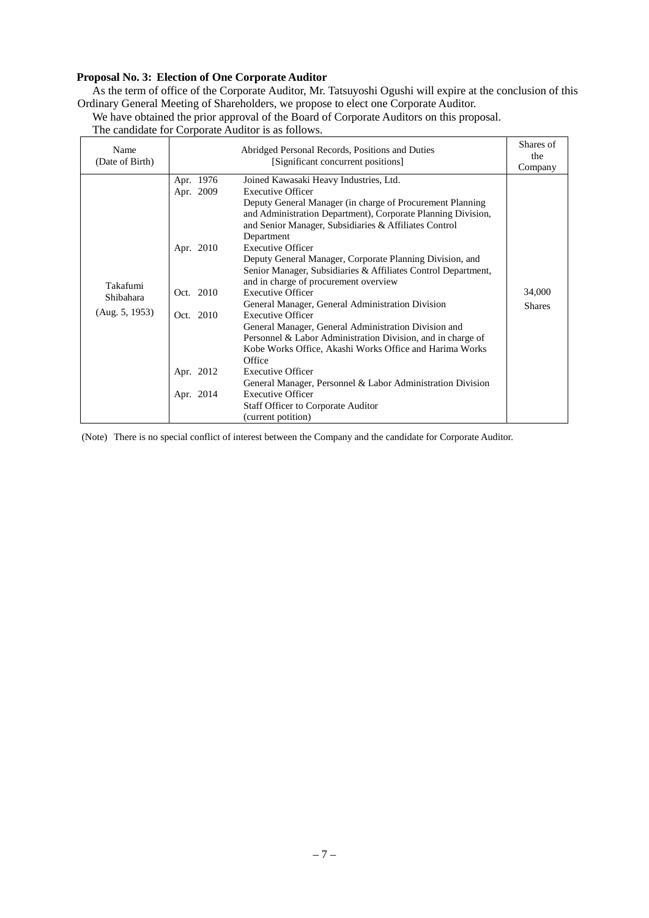**Proposal No. 3: Election of One Corporate Auditor**

As the term of office of the Corporate Auditor, Mr. Tatsuyoshi Ogushi will expire at the conclusion of this Ordinary General Meeting of Shareholders, we propose to elect one Corporate Auditor.

We have obtained the prior approval of the Board of Corporate Auditors on this proposal.

The candidate for Corporate Auditor is as follows.

| Name (Date of Birth) | Abridged Personal Records, Positions and Duties [Significant concurrent positions] | | Shares of the Company |
|---|---|---|---|
| Takafumi Shibahara (Aug. 5, 1953) | Apr. 1976 | Joined Kawasaki Heavy Industries, Ltd. | 34,000 Shares |
| | Apr. 2009 | Executive Officer<br>Deputy General Manager (in charge of Procurement Planning and Administration Department), Corporate Planning Division, and Senior Manager, Subsidiaries & Affiliates Control Department | |
| | Apr. 2010 | Executive Officer<br>Deputy General Manager, Corporate Planning Division, and Senior Manager, Subsidiaries & Affiliates Control Department, and in charge of procurement overview | |
| | Oct. 2010 | Executive Officer<br>General Manager, General Administration Division | |
| | Oct. 2010 | Executive Officer<br>General Manager, General Administration Division and Personnel & Labor Administration Division, and in charge of Kobe Works Office, Akashi Works Office and Harima Works Office | |
| | Apr. 2012 | Executive Officer<br>General Manager, Personnel & Labor Administration Division | |
| | Apr. 2014 | Executive Officer<br>Staff Officer to Corporate Auditor<br>(current potition) | |

(Note) There is no special conflict of interest between the Company and the candidate for Corporate Auditor.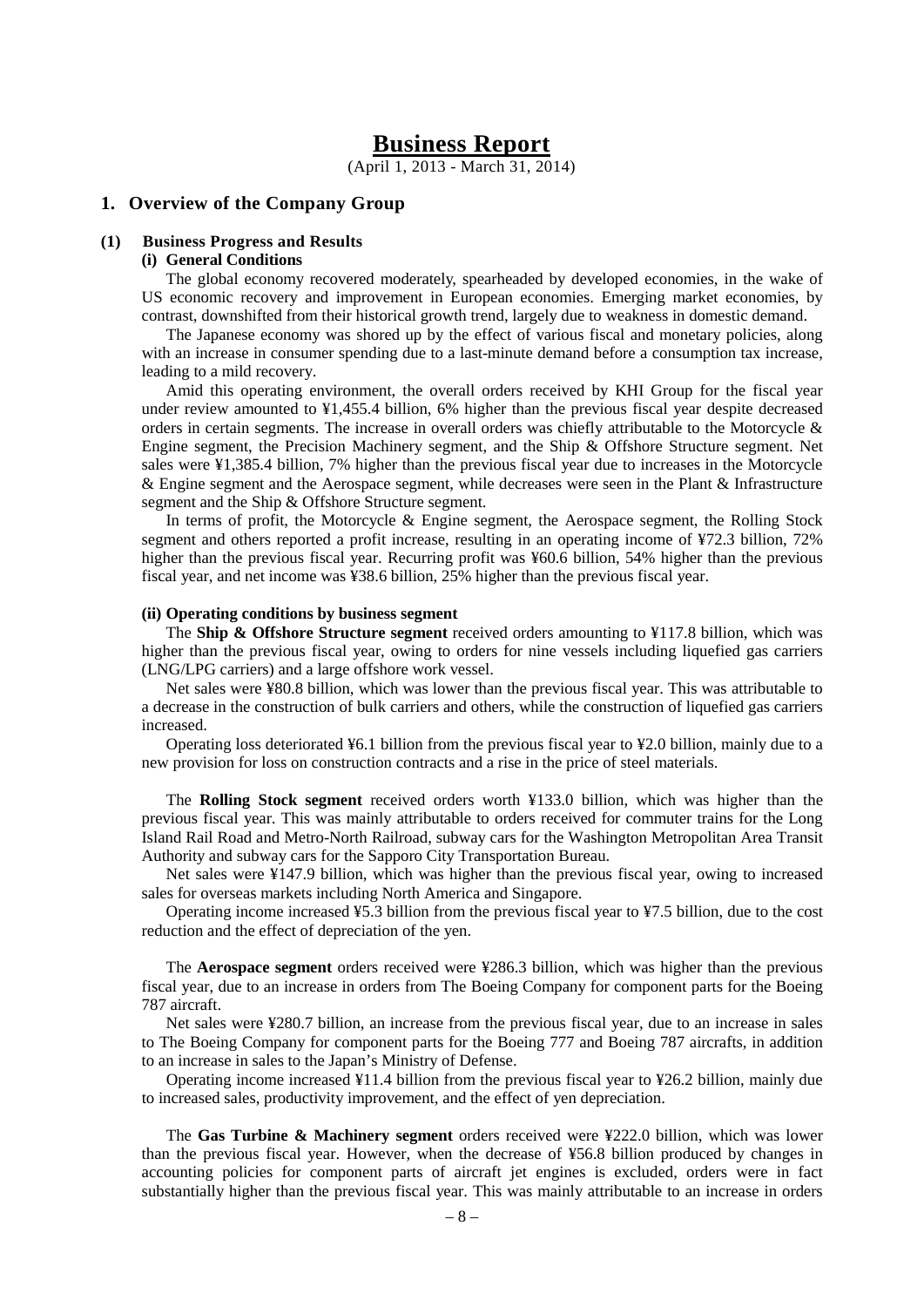# Business Report

(April 1, 2013 - March 31, 2014)

## 1. Overview of the Company Group

### (1) Business Progress and Results

#### (i) General Conditions

The global economy recovered moderately, spearheaded by developed economies, in the wake of US economic recovery and improvement in European economies. Emerging market economies, by contrast, downshifted from their historical growth trend, largely due to weakness in domestic demand.

The Japanese economy was shored up by the effect of various fiscal and monetary policies, along with an increase in consumer spending due to a last-minute demand before a consumption tax increase, leading to a mild recovery.

Amid this operating environment, the overall orders received by KHI Group for the fiscal year under review amounted to ¥1,455.4 billion, 6% higher than the previous fiscal year despite decreased orders in certain segments. The increase in overall orders was chiefly attributable to the Motorcycle & Engine segment, the Precision Machinery segment, and the Ship & Offshore Structure segment. Net sales were ¥1,385.4 billion, 7% higher than the previous fiscal year due to increases in the Motorcycle & Engine segment and the Aerospace segment, while decreases were seen in the Plant & Infrastructure segment and the Ship & Offshore Structure segment.

In terms of profit, the Motorcycle & Engine segment, the Aerospace segment, the Rolling Stock segment and others reported a profit increase, resulting in an operating income of ¥72.3 billion, 72% higher than the previous fiscal year. Recurring profit was ¥60.6 billion, 54% higher than the previous fiscal year, and net income was ¥38.6 billion, 25% higher than the previous fiscal year.

#### (ii) Operating conditions by business segment

The **Ship & Offshore Structure segment** received orders amounting to ¥117.8 billion, which was higher than the previous fiscal year, owing to orders for nine vessels including liquefied gas carriers (LNG/LPG carriers) and a large offshore work vessel.

Net sales were ¥80.8 billion, which was lower than the previous fiscal year. This was attributable to a decrease in the construction of bulk carriers and others, while the construction of liquefied gas carriers increased.

Operating loss deteriorated ¥6.1 billion from the previous fiscal year to ¥2.0 billion, mainly due to a new provision for loss on construction contracts and a rise in the price of steel materials.

The **Rolling Stock segment** received orders worth ¥133.0 billion, which was higher than the previous fiscal year. This was mainly attributable to orders received for commuter trains for the Long Island Rail Road and Metro-North Railroad, subway cars for the Washington Metropolitan Area Transit Authority and subway cars for the Sapporo City Transportation Bureau.

Net sales were ¥147.9 billion, which was higher than the previous fiscal year, owing to increased sales for overseas markets including North America and Singapore.

Operating income increased ¥5.3 billion from the previous fiscal year to ¥7.5 billion, due to the cost reduction and the effect of depreciation of the yen.

The **Aerospace segment** orders received were ¥286.3 billion, which was higher than the previous fiscal year, due to an increase in orders from The Boeing Company for component parts for the Boeing 787 aircraft.

Net sales were ¥280.7 billion, an increase from the previous fiscal year, due to an increase in sales to The Boeing Company for component parts for the Boeing 777 and Boeing 787 aircrafts, in addition to an increase in sales to the Japan's Ministry of Defense.

Operating income increased ¥11.4 billion from the previous fiscal year to ¥26.2 billion, mainly due to increased sales, productivity improvement, and the effect of yen depreciation.

The **Gas Turbine & Machinery segment** orders received were ¥222.0 billion, which was lower than the previous fiscal year. However, when the decrease of ¥56.8 billion produced by changes in accounting policies for component parts of aircraft jet engines is excluded, orders were in fact substantially higher than the previous fiscal year. This was mainly attributable to an increase in orders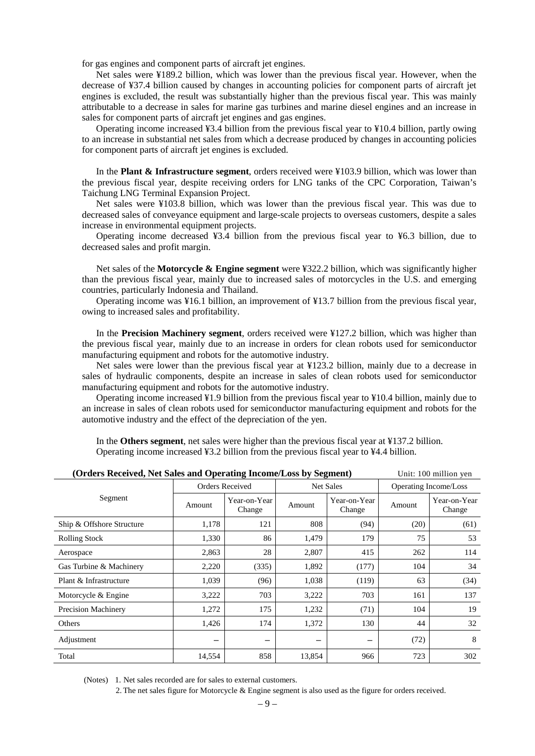for gas engines and component parts of aircraft jet engines.

Net sales were ¥189.2 billion, which was lower than the previous fiscal year. However, when the decrease of ¥37.4 billion caused by changes in accounting policies for component parts of aircraft jet engines is excluded, the result was substantially higher than the previous fiscal year. This was mainly attributable to a decrease in sales for marine gas turbines and marine diesel engines and an increase in sales for component parts of aircraft jet engines and gas engines.

Operating income increased ¥3.4 billion from the previous fiscal year to ¥10.4 billion, partly owing to an increase in substantial net sales from which a decrease produced by changes in accounting policies for component parts of aircraft jet engines is excluded.

In the **Plant & Infrastructure segment**, orders received were ¥103.9 billion, which was lower than the previous fiscal year, despite receiving orders for LNG tanks of the CPC Corporation, Taiwan's Taichung LNG Terminal Expansion Project.

Net sales were ¥103.8 billion, which was lower than the previous fiscal year. This was due to decreased sales of conveyance equipment and large-scale projects to overseas customers, despite a sales increase in environmental equipment projects.

Operating income decreased ¥3.4 billion from the previous fiscal year to ¥6.3 billion, due to decreased sales and profit margin.

Net sales of the **Motorcycle & Engine segment** were ¥322.2 billion, which was significantly higher than the previous fiscal year, mainly due to increased sales of motorcycles in the U.S. and emerging countries, particularly Indonesia and Thailand.

Operating income was ¥16.1 billion, an improvement of ¥13.7 billion from the previous fiscal year, owing to increased sales and profitability.

In the **Precision Machinery segment**, orders received were ¥127.2 billion, which was higher than the previous fiscal year, mainly due to an increase in orders for clean robots used for semiconductor manufacturing equipment and robots for the automotive industry.

Net sales were lower than the previous fiscal year at ¥123.2 billion, mainly due to a decrease in sales of hydraulic components, despite an increase in sales of clean robots used for semiconductor manufacturing equipment and robots for the automotive industry.

Operating income increased ¥1.9 billion from the previous fiscal year to ¥10.4 billion, mainly due to an increase in sales of clean robots used for semiconductor manufacturing equipment and robots for the automotive industry and the effect of the depreciation of the yen.

In the **Others segment**, net sales were higher than the previous fiscal year at ¥137.2 billion.
Operating income increased ¥3.2 billion from the previous fiscal year to ¥4.4 billion.

**(Orders Received, Net Sales and Operating Income/Loss by Segment)** Unit: 100 million yen

| Segment | Orders Received | | Net Sales | | Operating Income/Loss | |
|---|---|---|---|---|---|---|
| | Amount | Year-on-Year Change | Amount | Year-on-Year Change | Amount | Year-on-Year Change |
| Ship & Offshore Structure | 1,178 | 121 | 808 | (94) | (20) | (61) |
| Rolling Stock | 1,330 | 86 | 1,479 | 179 | 75 | 53 |
| Aerospace | 2,863 | 28 | 2,807 | 415 | 262 | 114 |
| Gas Turbine & Machinery | 2,220 | (335) | 1,892 | (177) | 104 | 34 |
| Plant & Infrastructure | 1,039 | (96) | 1,038 | (119) | 63 | (34) |
| Motorcycle & Engine | 3,222 | 703 | 3,222 | 703 | 161 | 137 |
| Precision Machinery | 1,272 | 175 | 1,232 | (71) | 104 | 19 |
| Others | 1,426 | 174 | 1,372 | 130 | 44 | 32 |
| Adjustment | – | – | – | – | (72) | 8 |
| Total | 14,554 | 858 | 13,854 | 966 | 723 | 302 |

(Notes) 1. Net sales recorded are for sales to external customers.
2. The net sales figure for Motorcycle & Engine segment is also used as the figure for orders received.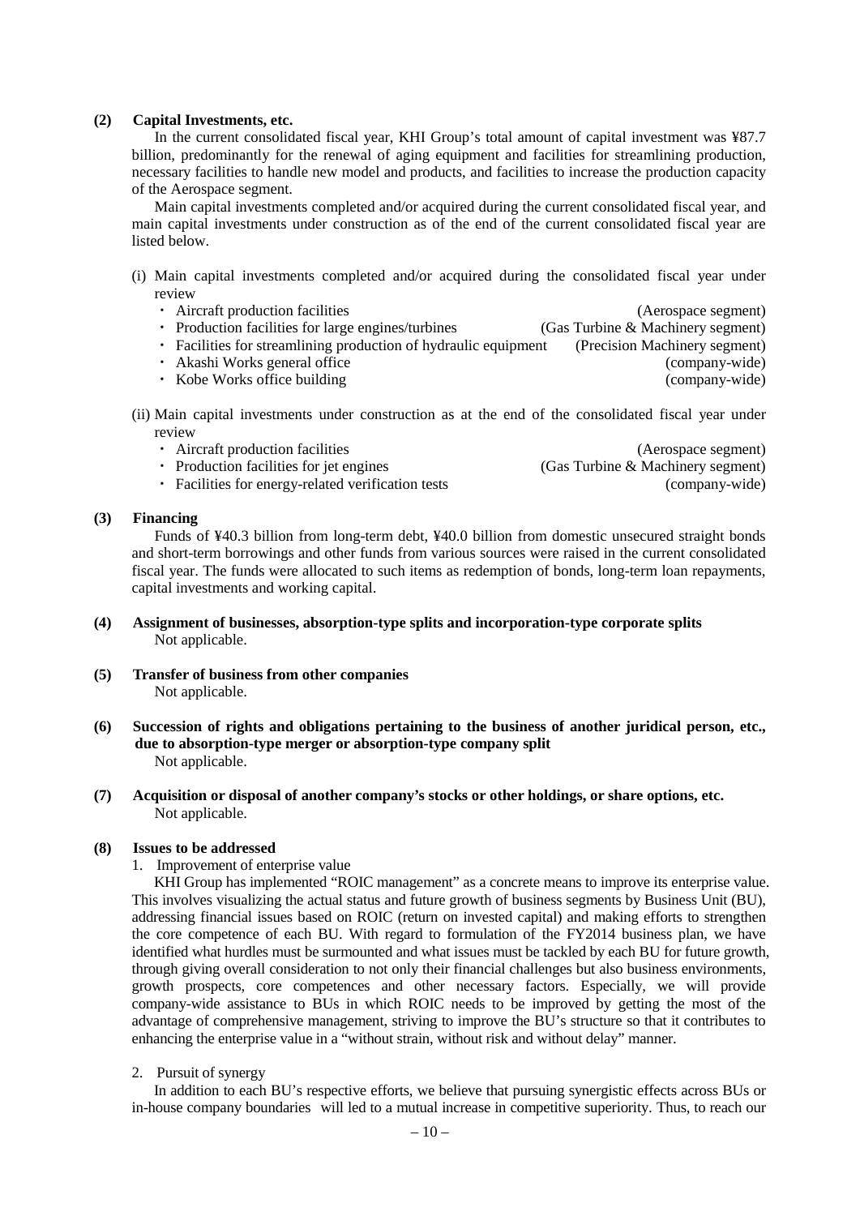### (2) Capital Investments, etc.

In the current consolidated fiscal year, KHI Group's total amount of capital investment was ¥87.7 billion, predominantly for the renewal of aging equipment and facilities for streamlining production, necessary facilities to handle new model and products, and facilities to increase the production capacity of the Aerospace segment.

Main capital investments completed and/or acquired during the current consolidated fiscal year, and main capital investments under construction as of the end of the current consolidated fiscal year are listed below.

(i) Main capital investments completed and/or acquired during the consolidated fiscal year under review

- Aircraft production facilities (Aerospace segment)
- Production facilities for large engines/turbines (Gas Turbine & Machinery segment)
- Facilities for streamlining production of hydraulic equipment (Precision Machinery segment)
- Akashi Works general office (company-wide)
- Kobe Works office building (company-wide)

(ii) Main capital investments under construction as at the end of the consolidated fiscal year under review

- Aircraft production facilities (Aerospace segment)
- Production facilities for jet engines (Gas Turbine & Machinery segment)
- Facilities for energy-related verification tests (company-wide)

### (3) Financing

Funds of ¥40.3 billion from long-term debt, ¥40.0 billion from domestic unsecured straight bonds and short-term borrowings and other funds from various sources were raised in the current consolidated fiscal year. The funds were allocated to such items as redemption of bonds, long-term loan repayments, capital investments and working capital.

### (4) Assignment of businesses, absorption-type splits and incorporation-type corporate splits

Not applicable.

### (5) Transfer of business from other companies

Not applicable.

### (6) Succession of rights and obligations pertaining to the business of another juridical person, etc., due to absorption-type merger or absorption-type company split

Not applicable.

### (7) Acquisition or disposal of another company's stocks or other holdings, or share options, etc.

Not applicable.

### (8) Issues to be addressed

1. Improvement of enterprise value

KHI Group has implemented "ROIC management" as a concrete means to improve its enterprise value. This involves visualizing the actual status and future growth of business segments by Business Unit (BU), addressing financial issues based on ROIC (return on invested capital) and making efforts to strengthen the core competence of each BU. With regard to formulation of the FY2014 business plan, we have identified what hurdles must be surmounted and what issues must be tackled by each BU for future growth, through giving overall consideration to not only their financial challenges but also business environments, growth prospects, core competences and other necessary factors. Especially, we will provide company-wide assistance to BUs in which ROIC needs to be improved by getting the most of the advantage of comprehensive management, striving to improve the BU's structure so that it contributes to enhancing the enterprise value in a "without strain, without risk and without delay" manner.

2. Pursuit of synergy

In addition to each BU's respective efforts, we believe that pursuing synergistic effects across BUs or in-house company boundaries will led to a mutual increase in competitive superiority. Thus, to reach our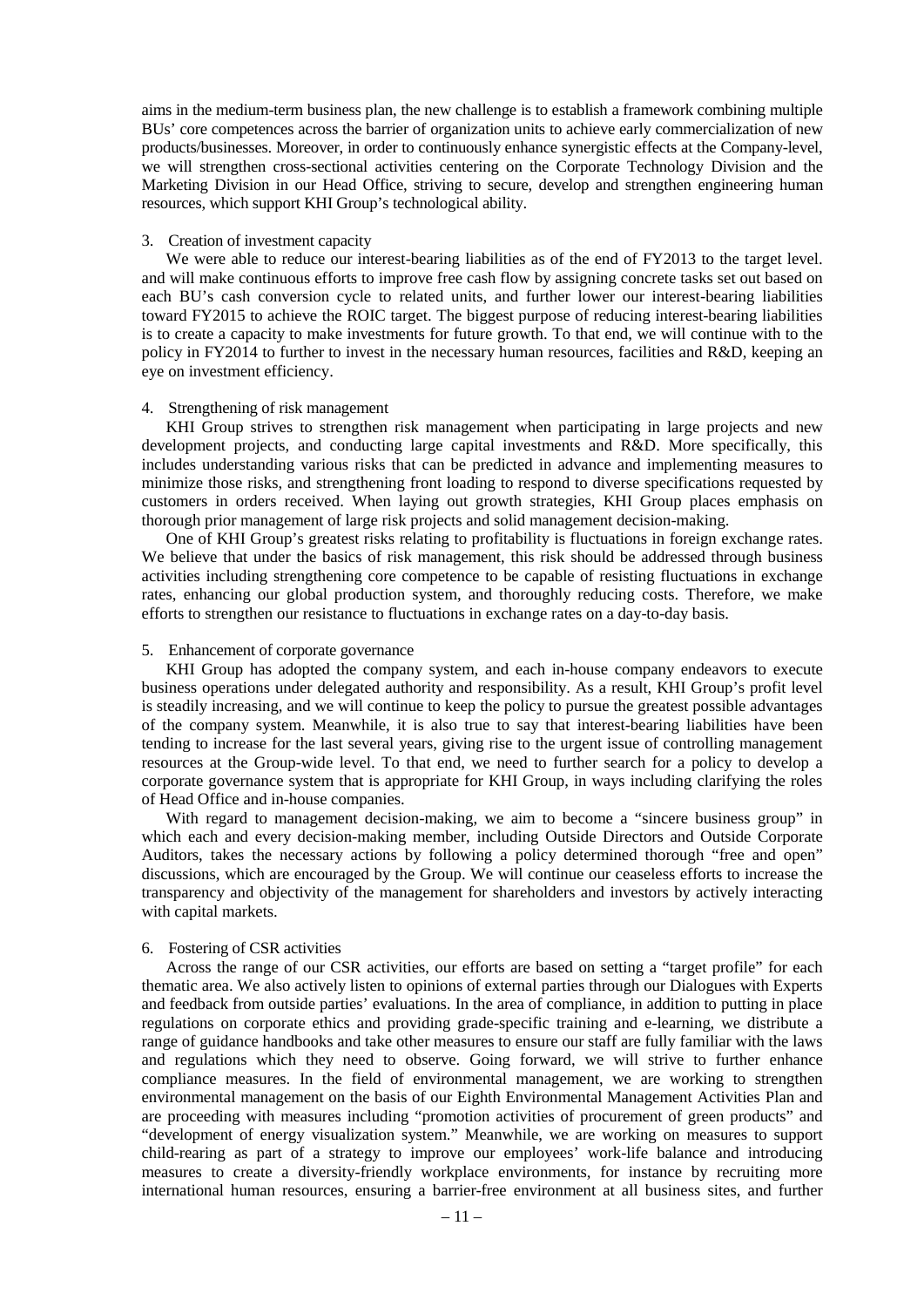aims in the medium-term business plan, the new challenge is to establish a framework combining multiple BUs' core competences across the barrier of organization units to achieve early commercialization of new products/businesses. Moreover, in order to continuously enhance synergistic effects at the Company-level, we will strengthen cross-sectional activities centering on the Corporate Technology Division and the Marketing Division in our Head Office, striving to secure, develop and strengthen engineering human resources, which support KHI Group's technological ability.

3. Creation of investment capacity

We were able to reduce our interest-bearing liabilities as of the end of FY2013 to the target level. and will make continuous efforts to improve free cash flow by assigning concrete tasks set out based on each BU's cash conversion cycle to related units, and further lower our interest-bearing liabilities toward FY2015 to achieve the ROIC target. The biggest purpose of reducing interest-bearing liabilities is to create a capacity to make investments for future growth. To that end, we will continue with to the policy in FY2014 to further to invest in the necessary human resources, facilities and R&D, keeping an eye on investment efficiency.

4. Strengthening of risk management

KHI Group strives to strengthen risk management when participating in large projects and new development projects, and conducting large capital investments and R&D. More specifically, this includes understanding various risks that can be predicted in advance and implementing measures to minimize those risks, and strengthening front loading to respond to diverse specifications requested by customers in orders received. When laying out growth strategies, KHI Group places emphasis on thorough prior management of large risk projects and solid management decision-making.

One of KHI Group's greatest risks relating to profitability is fluctuations in foreign exchange rates. We believe that under the basics of risk management, this risk should be addressed through business activities including strengthening core competence to be capable of resisting fluctuations in exchange rates, enhancing our global production system, and thoroughly reducing costs. Therefore, we make efforts to strengthen our resistance to fluctuations in exchange rates on a day-to-day basis.

5. Enhancement of corporate governance

KHI Group has adopted the company system, and each in-house company endeavors to execute business operations under delegated authority and responsibility. As a result, KHI Group's profit level is steadily increasing, and we will continue to keep the policy to pursue the greatest possible advantages of the company system. Meanwhile, it is also true to say that interest-bearing liabilities have been tending to increase for the last several years, giving rise to the urgent issue of controlling management resources at the Group-wide level. To that end, we need to further search for a policy to develop a corporate governance system that is appropriate for KHI Group, in ways including clarifying the roles of Head Office and in-house companies.

With regard to management decision-making, we aim to become a "sincere business group" in which each and every decision-making member, including Outside Directors and Outside Corporate Auditors, takes the necessary actions by following a policy determined thorough "free and open" discussions, which are encouraged by the Group. We will continue our ceaseless efforts to increase the transparency and objectivity of the management for shareholders and investors by actively interacting with capital markets.

6. Fostering of CSR activities

Across the range of our CSR activities, our efforts are based on setting a "target profile" for each thematic area. We also actively listen to opinions of external parties through our Dialogues with Experts and feedback from outside parties' evaluations. In the area of compliance, in addition to putting in place regulations on corporate ethics and providing grade-specific training and e-learning, we distribute a range of guidance handbooks and take other measures to ensure our staff are fully familiar with the laws and regulations which they need to observe. Going forward, we will strive to further enhance compliance measures. In the field of environmental management, we are working to strengthen environmental management on the basis of our Eighth Environmental Management Activities Plan and are proceeding with measures including "promotion activities of procurement of green products" and "development of energy visualization system." Meanwhile, we are working on measures to support child-rearing as part of a strategy to improve our employees' work-life balance and introducing measures to create a diversity-friendly workplace environments, for instance by recruiting more international human resources, ensuring a barrier-free environment at all business sites, and further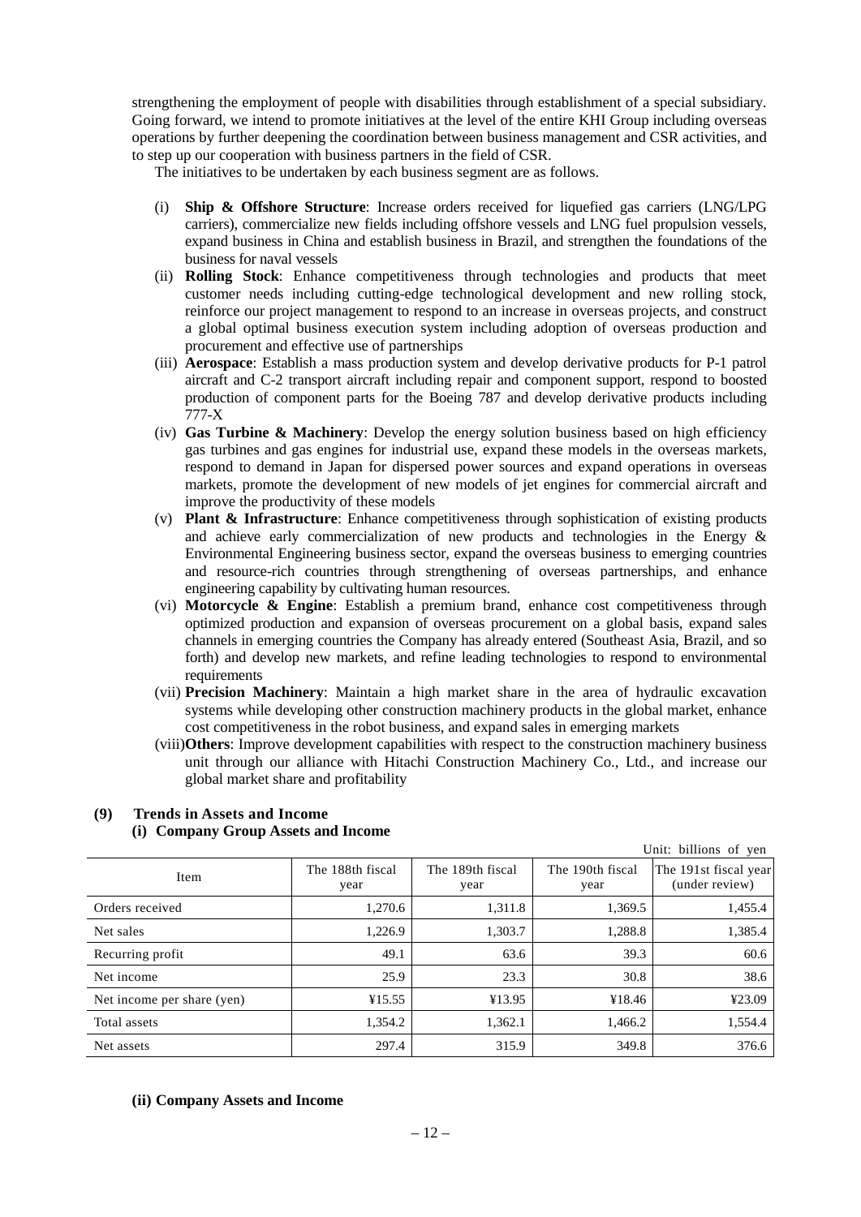strengthening the employment of people with disabilities through establishment of a special subsidiary. Going forward, we intend to promote initiatives at the level of the entire KHI Group including overseas operations by further deepening the coordination between business management and CSR activities, and to step up our cooperation with business partners in the field of CSR.

The initiatives to be undertaken by each business segment are as follows.

(i) **Ship & Offshore Structure**: Increase orders received for liquefied gas carriers (LNG/LPG carriers), commercialize new fields including offshore vessels and LNG fuel propulsion vessels, expand business in China and establish business in Brazil, and strengthen the foundations of the business for naval vessels

(ii) **Rolling Stock**: Enhance competitiveness through technologies and products that meet customer needs including cutting-edge technological development and new rolling stock, reinforce our project management to respond to an increase in overseas projects, and construct a global optimal business execution system including adoption of overseas production and procurement and effective use of partnerships

(iii) **Aerospace**: Establish a mass production system and develop derivative products for P-1 patrol aircraft and C-2 transport aircraft including repair and component support, respond to boosted production of component parts for the Boeing 787 and develop derivative products including 777-X

(iv) **Gas Turbine & Machinery**: Develop the energy solution business based on high efficiency gas turbines and gas engines for industrial use, expand these models in the overseas markets, respond to demand in Japan for dispersed power sources and expand operations in overseas markets, promote the development of new models of jet engines for commercial aircraft and improve the productivity of these models

(v) **Plant & Infrastructure**: Enhance competitiveness through sophistication of existing products and achieve early commercialization of new products and technologies in the Energy & Environmental Engineering business sector, expand the overseas business to emerging countries and resource-rich countries through strengthening of overseas partnerships, and enhance engineering capability by cultivating human resources.

(vi) **Motorcycle & Engine**: Establish a premium brand, enhance cost competitiveness through optimized production and expansion of overseas procurement on a global basis, expand sales channels in emerging countries the Company has already entered (Southeast Asia, Brazil, and so forth) and develop new markets, and refine leading technologies to respond to environmental requirements

(vii) **Precision Machinery**: Maintain a high market share in the area of hydraulic excavation systems while developing other construction machinery products in the global market, enhance cost competitiveness in the robot business, and expand sales in emerging markets

(viii) **Others**: Improve development capabilities with respect to the construction machinery business unit through our alliance with Hitachi Construction Machinery Co., Ltd., and increase our global market share and profitability

### (9) Trends in Assets and Income

#### (i) Company Group Assets and Income

Unit: billions of yen

| Item | The 188th fiscal year | The 189th fiscal year | The 190th fiscal year | The 191st fiscal year (under review) |
|---|---|---|---|---|
| Orders received | 1,270.6 | 1,311.8 | 1,369.5 | 1,455.4 |
| Net sales | 1,226.9 | 1,303.7 | 1,288.8 | 1,385.4 |
| Recurring profit | 49.1 | 63.6 | 39.3 | 60.6 |
| Net income | 25.9 | 23.3 | 30.8 | 38.6 |
| Net income per share (yen) | ¥15.55 | ¥13.95 | ¥18.46 | ¥23.09 |
| Total assets | 1,354.2 | 1,362.1 | 1,466.2 | 1,554.4 |
| Net assets | 297.4 | 315.9 | 349.8 | 376.6 |

#### (ii) Company Assets and Income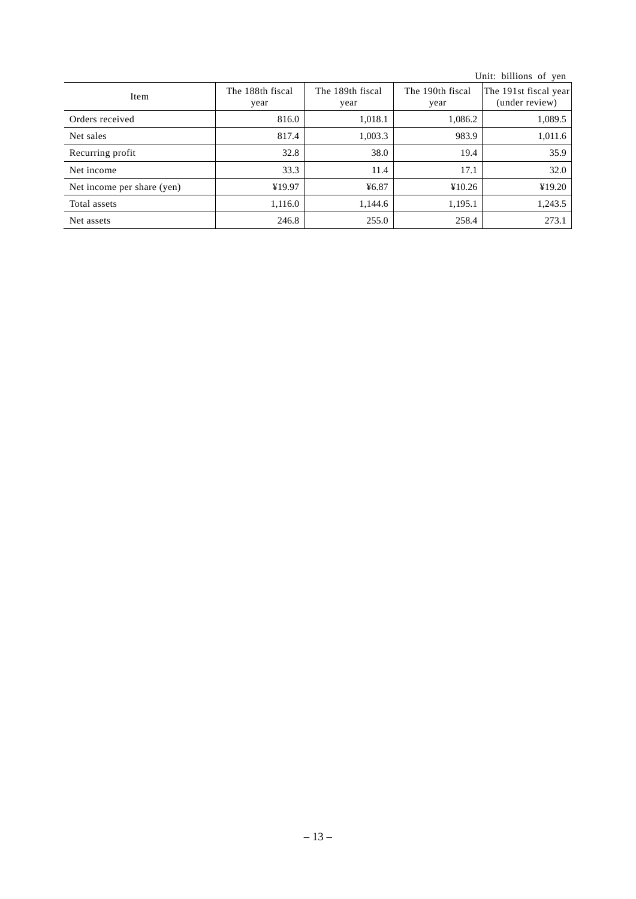Unit: billions of yen

| Item | The 188th fiscal year | The 189th fiscal year | The 190th fiscal year | The 191st fiscal year (under review) |
|---|---|---|---|---|
| Orders received | 816.0 | 1,018.1 | 1,086.2 | 1,089.5 |
| Net sales | 817.4 | 1,003.3 | 983.9 | 1,011.6 |
| Recurring profit | 32.8 | 38.0 | 19.4 | 35.9 |
| Net income | 33.3 | 11.4 | 17.1 | 32.0 |
| Net income per share (yen) | ¥19.97 | ¥6.87 | ¥10.26 | ¥19.20 |
| Total assets | 1,116.0 | 1,144.6 | 1,195.1 | 1,243.5 |
| Net assets | 246.8 | 255.0 | 258.4 | 273.1 |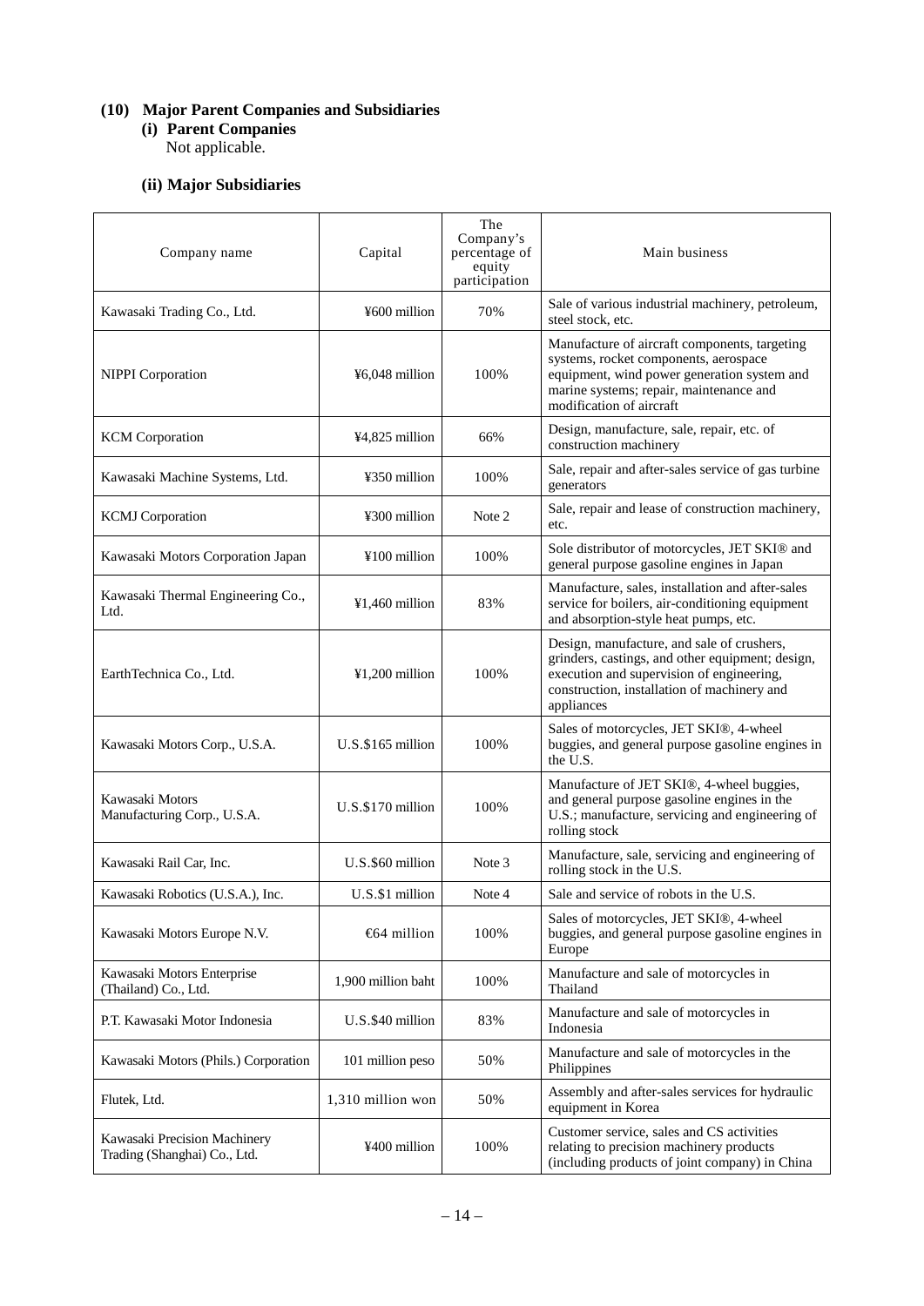## (10) Major Parent Companies and Subsidiaries

### (i) Parent Companies

Not applicable.

### (ii) Major Subsidiaries

| Company name | Capital | The Company's percentage of equity participation | Main business |
|---|---|---|---|
| Kawasaki Trading Co., Ltd. | ¥600 million | 70% | Sale of various industrial machinery, petroleum, steel stock, etc. |
| NIPPI Corporation | ¥6,048 million | 100% | Manufacture of aircraft components, targeting systems, rocket components, aerospace equipment, wind power generation system and marine systems; repair, maintenance and modification of aircraft |
| KCM Corporation | ¥4,825 million | 66% | Design, manufacture, sale, repair, etc. of construction machinery |
| Kawasaki Machine Systems, Ltd. | ¥350 million | 100% | Sale, repair and after-sales service of gas turbine generators |
| KCMJ Corporation | ¥300 million | Note 2 | Sale, repair and lease of construction machinery, etc. |
| Kawasaki Motors Corporation Japan | ¥100 million | 100% | Sole distributor of motorcycles, JET SKI® and general purpose gasoline engines in Japan |
| Kawasaki Thermal Engineering Co., Ltd. | ¥1,460 million | 83% | Manufacture, sales, installation and after-sales service for boilers, air-conditioning equipment and absorption-style heat pumps, etc. |
| EarthTechnica Co., Ltd. | ¥1,200 million | 100% | Design, manufacture, and sale of crushers, grinders, castings, and other equipment; design, execution and supervision of engineering, construction, installation of machinery and appliances |
| Kawasaki Motors Corp., U.S.A. | U.S.$165 million | 100% | Sales of motorcycles, JET SKI®, 4-wheel buggies, and general purpose gasoline engines in the U.S. |
| Kawasaki Motors Manufacturing Corp., U.S.A. | U.S.$170 million | 100% | Manufacture of JET SKI®, 4-wheel buggies, and general purpose gasoline engines in the U.S.; manufacture, servicing and engineering of rolling stock |
| Kawasaki Rail Car, Inc. | U.S.$60 million | Note 3 | Manufacture, sale, servicing and engineering of rolling stock in the U.S. |
| Kawasaki Robotics (U.S.A.), Inc. | U.S.$1 million | Note 4 | Sale and service of robots in the U.S. |
| Kawasaki Motors Europe N.V. | €64 million | 100% | Sales of motorcycles, JET SKI®, 4-wheel buggies, and general purpose gasoline engines in Europe |
| Kawasaki Motors Enterprise (Thailand) Co., Ltd. | 1,900 million baht | 100% | Manufacture and sale of motorcycles in Thailand |
| P.T. Kawasaki Motor Indonesia | U.S.$40 million | 83% | Manufacture and sale of motorcycles in Indonesia |
| Kawasaki Motors (Phils.) Corporation | 101 million peso | 50% | Manufacture and sale of motorcycles in the Philippines |
| Flutek, Ltd. | 1,310 million won | 50% | Assembly and after-sales services for hydraulic equipment in Korea |
| Kawasaki Precision Machinery Trading (Shanghai) Co., Ltd. | ¥400 million | 100% | Customer service, sales and CS activities relating to precision machinery products (including products of joint company) in China |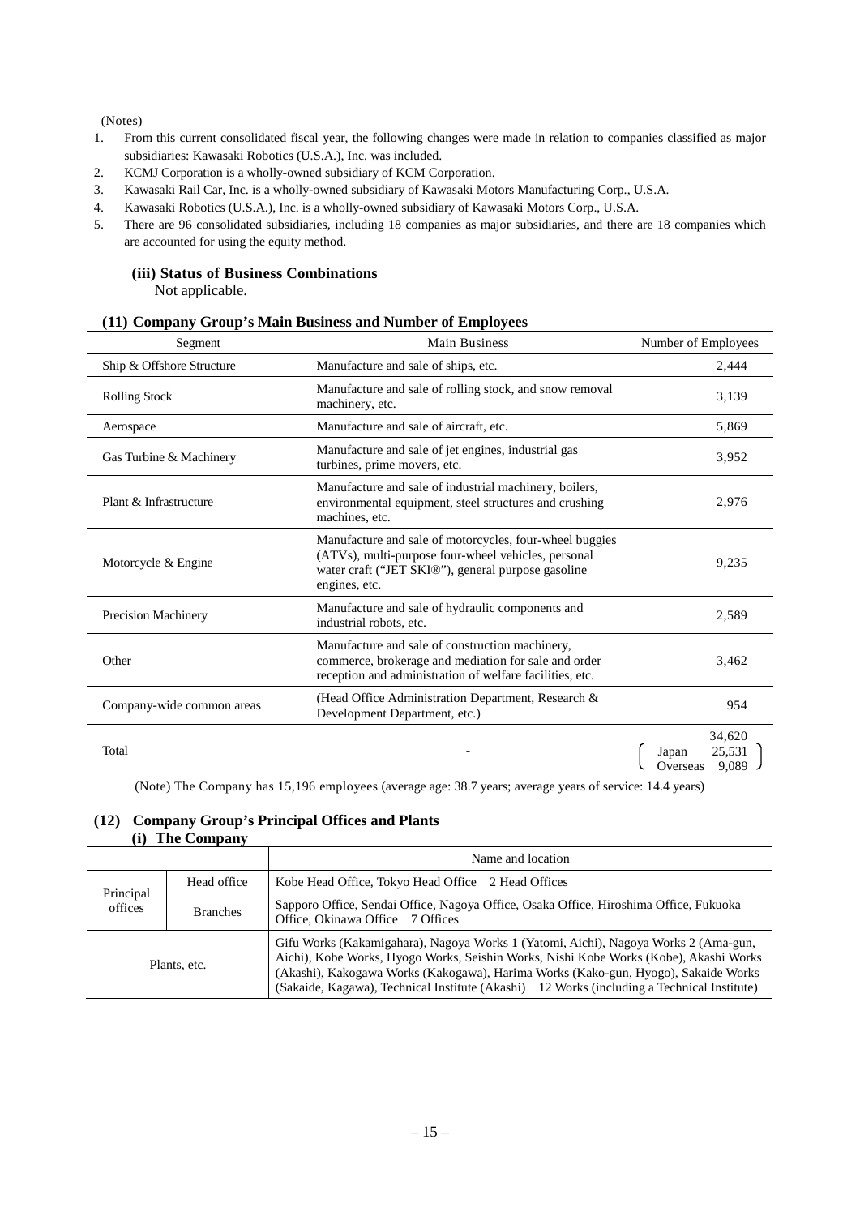(Notes)

1. From this current consolidated fiscal year, the following changes were made in relation to companies classified as major subsidiaries: Kawasaki Robotics (U.S.A.), Inc. was included.
2. KCMJ Corporation is a wholly-owned subsidiary of KCM Corporation.
3. Kawasaki Rail Car, Inc. is a wholly-owned subsidiary of Kawasaki Motors Manufacturing Corp., U.S.A.
4. Kawasaki Robotics (U.S.A.), Inc. is a wholly-owned subsidiary of Kawasaki Motors Corp., U.S.A.
5. There are 96 consolidated subsidiaries, including 18 companies as major subsidiaries, and there are 18 companies which are accounted for using the equity method.

### (iii) Status of Business Combinations

Not applicable.

## (11) Company Group's Main Business and Number of Employees

| Segment | Main Business | Number of Employees |
|---|---|---|
| Ship & Offshore Structure | Manufacture and sale of ships, etc. | 2,444 |
| Rolling Stock | Manufacture and sale of rolling stock, and snow removal machinery, etc. | 3,139 |
| Aerospace | Manufacture and sale of aircraft, etc. | 5,869 |
| Gas Turbine & Machinery | Manufacture and sale of jet engines, industrial gas turbines, prime movers, etc. | 3,952 |
| Plant & Infrastructure | Manufacture and sale of industrial machinery, boilers, environmental equipment, steel structures and crushing machines, etc. | 2,976 |
| Motorcycle & Engine | Manufacture and sale of motorcycles, four-wheel buggies (ATVs), multi-purpose four-wheel vehicles, personal water craft ("JET SKI®"), general purpose gasoline engines, etc. | 9,235 |
| Precision Machinery | Manufacture and sale of hydraulic components and industrial robots, etc. | 2,589 |
| Other | Manufacture and sale of construction machinery, commerce, brokerage and mediation for sale and order reception and administration of welfare facilities, etc. | 3,462 |
| Company-wide common areas | (Head Office Administration Department, Research & Development Department, etc.) | 954 |
| Total | - | 34,620 (Japan 25,531 / Overseas 9,089) |

(Note) The Company has 15,196 employees (average age: 38.7 years; average years of service: 14.4 years)

## (12) Company Group's Principal Offices and Plants

### (i) The Company

| | | Name and location |
|---|---|---|
| Principal offices | Head office | Kobe Head Office, Tokyo Head Office 2 Head Offices |
| | Branches | Sapporo Office, Sendai Office, Nagoya Office, Osaka Office, Hiroshima Office, Fukuoka Office, Okinawa Office 7 Offices |
| Plants, etc. | | Gifu Works (Kakamigahara), Nagoya Works 1 (Yatomi, Aichi), Nagoya Works 2 (Ama-gun, Aichi), Kobe Works, Hyogo Works, Seishin Works, Nishi Kobe Works (Kobe), Akashi Works (Akashi), Kakogawa Works (Kakogawa), Harima Works (Kako-gun, Hyogo), Sakaide Works (Sakaide, Kagawa), Technical Institute (Akashi) 12 Works (including a Technical Institute) |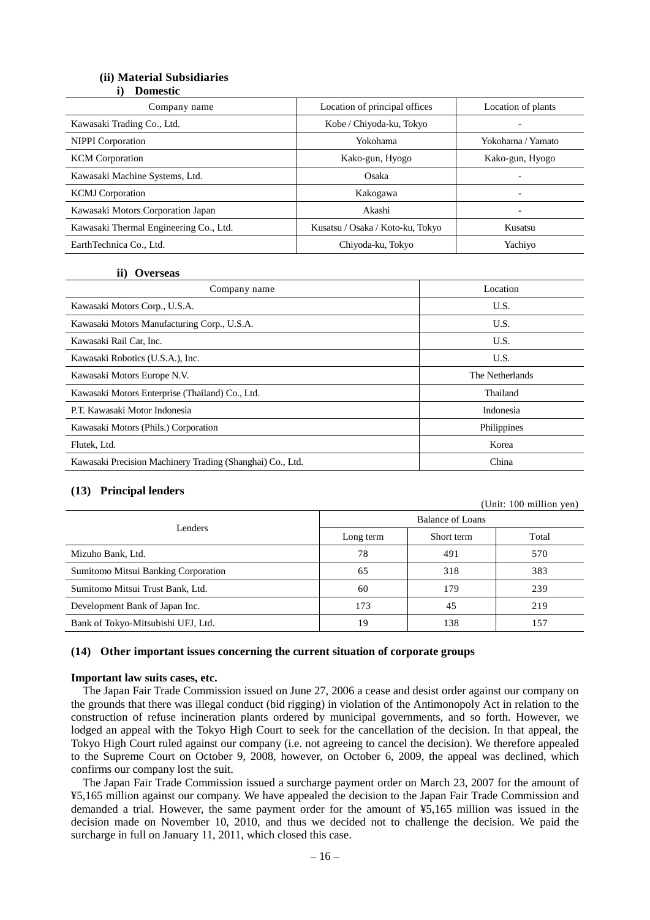### (ii) Material Subsidiaries

#### i) Domestic

| Company name | Location of principal offices | Location of plants |
|---|---|---|
| Kawasaki Trading Co., Ltd. | Kobe / Chiyoda-ku, Tokyo | - |
| NIPPI Corporation | Yokohama | Yokohama / Yamato |
| KCM Corporation | Kako-gun, Hyogo | Kako-gun, Hyogo |
| Kawasaki Machine Systems, Ltd. | Osaka | - |
| KCMJ Corporation | Kakogawa | - |
| Kawasaki Motors Corporation Japan | Akashi | - |
| Kawasaki Thermal Engineering Co., Ltd. | Kusatsu / Osaka / Koto-ku, Tokyo | Kusatsu |
| EarthTechnica Co., Ltd. | Chiyoda-ku, Tokyo | Yachiyo |

#### ii) Overseas

| Company name | Location |
|---|---|
| Kawasaki Motors Corp., U.S.A. | U.S. |
| Kawasaki Motors Manufacturing Corp., U.S.A. | U.S. |
| Kawasaki Rail Car, Inc. | U.S. |
| Kawasaki Robotics (U.S.A.), Inc. | U.S. |
| Kawasaki Motors Europe N.V. | The Netherlands |
| Kawasaki Motors Enterprise (Thailand) Co., Ltd. | Thailand |
| P.T. Kawasaki Motor Indonesia | Indonesia |
| Kawasaki Motors (Phils.) Corporation | Philippines |
| Flutek, Ltd. | Korea |
| Kawasaki Precision Machinery Trading (Shanghai) Co., Ltd. | China |

### (13) Principal lenders

(Unit: 100 million yen)

| Lenders | Balance of Loans | | |
|---|---|---|---|
| | Long term | Short term | Total |
| Mizuho Bank, Ltd. | 78 | 491 | 570 |
| Sumitomo Mitsui Banking Corporation | 65 | 318 | 383 |
| Sumitomo Mitsui Trust Bank, Ltd. | 60 | 179 | 239 |
| Development Bank of Japan Inc. | 173 | 45 | 219 |
| Bank of Tokyo-Mitsubishi UFJ, Ltd. | 19 | 138 | 157 |

### (14) Other important issues concerning the current situation of corporate groups

**Important law suits cases, etc.**

The Japan Fair Trade Commission issued on June 27, 2006 a cease and desist order against our company on the grounds that there was illegal conduct (bid rigging) in violation of the Antimonopoly Act in relation to the construction of refuse incineration plants ordered by municipal governments, and so forth. However, we lodged an appeal with the Tokyo High Court to seek for the cancellation of the decision. In that appeal, the Tokyo High Court ruled against our company (i.e. not agreeing to cancel the decision). We therefore appealed to the Supreme Court on October 9, 2008, however, on October 6, 2009, the appeal was declined, which confirms our company lost the suit.

The Japan Fair Trade Commission issued a surcharge payment order on March 23, 2007 for the amount of ¥5,165 million against our company. We have appealed the decision to the Japan Fair Trade Commission and demanded a trial. However, the same payment order for the amount of ¥5,165 million was issued in the decision made on November 10, 2010, and thus we decided not to challenge the decision. We paid the surcharge in full on January 11, 2011, which closed this case.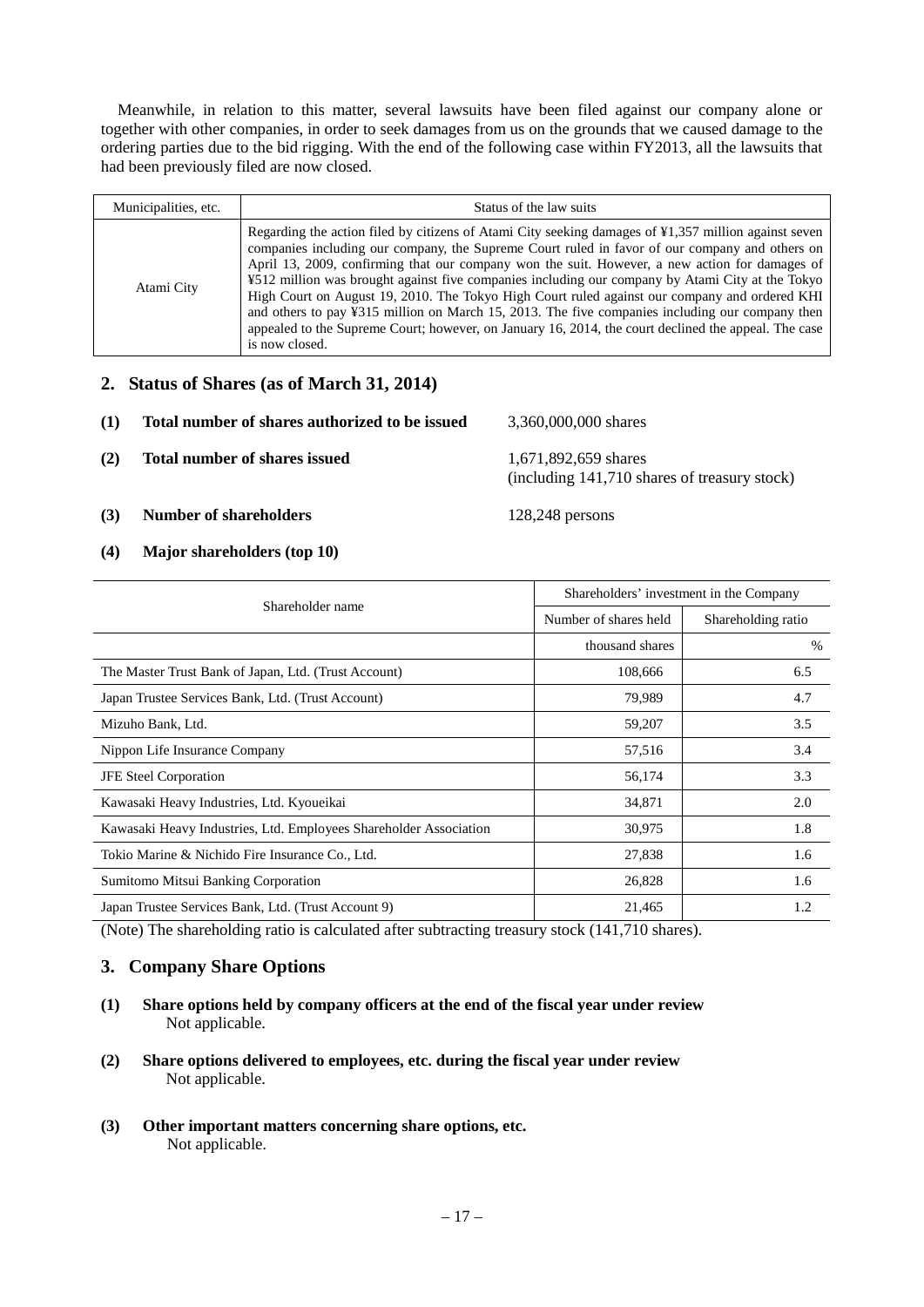Meanwhile, in relation to this matter, several lawsuits have been filed against our company alone or together with other companies, in order to seek damages from us on the grounds that we caused damage to the ordering parties due to the bid rigging. With the end of the following case within FY2013, all the lawsuits that had been previously filed are now closed.

| Municipalities, etc. | Status of the law suits |
|---|---|
| Atami City | Regarding the action filed by citizens of Atami City seeking damages of ¥1,357 million against seven companies including our company, the Supreme Court ruled in favor of our company and others on April 13, 2009, confirming that our company won the suit. However, a new action for damages of ¥512 million was brought against five companies including our company by Atami City at the Tokyo High Court on August 19, 2010. The Tokyo High Court ruled against our company and ordered KHI and others to pay ¥315 million on March 15, 2013. The five companies including our company then appealed to the Supreme Court; however, on January 16, 2014, the court declined the appeal. The case is now closed. |

## 2. Status of Shares (as of March 31, 2014)

**(1) Total number of shares authorized to be issued** 3,360,000,000 shares

**(2) Total number of shares issued** 1,671,892,659 shares (including 141,710 shares of treasury stock)

**(3) Number of shareholders** 128,248 persons

**(4) Major shareholders (top 10)**

| Shareholder name | Shareholders' investment in the Company | |
|---|---|---|
| | Number of shares held | Shareholding ratio |
| | thousand shares | % |
| The Master Trust Bank of Japan, Ltd. (Trust Account) | 108,666 | 6.5 |
| Japan Trustee Services Bank, Ltd. (Trust Account) | 79,989 | 4.7 |
| Mizuho Bank, Ltd. | 59,207 | 3.5 |
| Nippon Life Insurance Company | 57,516 | 3.4 |
| JFE Steel Corporation | 56,174 | 3.3 |
| Kawasaki Heavy Industries, Ltd. Kyoueikai | 34,871 | 2.0 |
| Kawasaki Heavy Industries, Ltd. Employees Shareholder Association | 30,975 | 1.8 |
| Tokio Marine & Nichido Fire Insurance Co., Ltd. | 27,838 | 1.6 |
| Sumitomo Mitsui Banking Corporation | 26,828 | 1.6 |
| Japan Trustee Services Bank, Ltd. (Trust Account 9) | 21,465 | 1.2 |

(Note) The shareholding ratio is calculated after subtracting treasury stock (141,710 shares).

## 3. Company Share Options

**(1) Share options held by company officers at the end of the fiscal year under review**
Not applicable.

**(2) Share options delivered to employees, etc. during the fiscal year under review**
Not applicable.

**(3) Other important matters concerning share options, etc.**
Not applicable.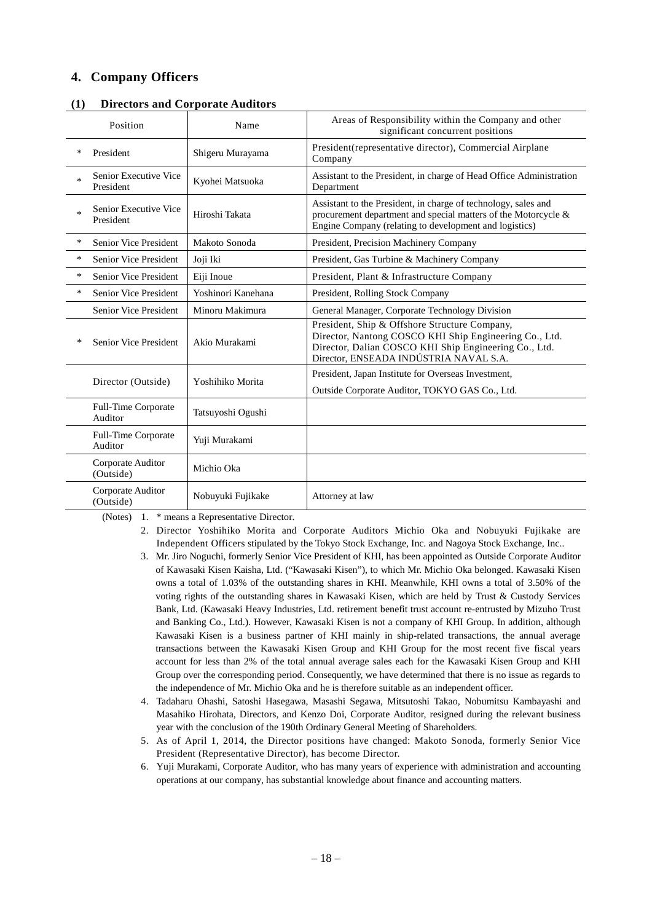## 4. Company Officers

### (1) Directors and Corporate Auditors

| | Position | Name | Areas of Responsibility within the Company and other significant concurrent positions |
|---|---|---|---|
| * | President | Shigeru Murayama | President(representative director), Commercial Airplane Company |
| * | Senior Executive Vice President | Kyohei Matsuoka | Assistant to the President, in charge of Head Office Administration Department |
| * | Senior Executive Vice President | Hiroshi Takata | Assistant to the President, in charge of technology, sales and procurement department and special matters of the Motorcycle & Engine Company (relating to development and logistics) |
| * | Senior Vice President | Makoto Sonoda | President, Precision Machinery Company |
| * | Senior Vice President | Joji Iki | President, Gas Turbine & Machinery Company |
| * | Senior Vice President | Eiji Inoue | President, Plant & Infrastructure Company |
| * | Senior Vice President | Yoshinori Kanehana | President, Rolling Stock Company |
| | Senior Vice President | Minoru Makimura | General Manager, Corporate Technology Division |
| * | Senior Vice President | Akio Murakami | President, Ship & Offshore Structure Company, Director, Nantong COSCO KHI Ship Engineering Co., Ltd. Director, Dalian COSCO KHI Ship Engineering Co., Ltd. Director, ENSEADA INDÚSTRIA NAVAL S.A. |
| | Director (Outside) | Yoshihiko Morita | President, Japan Institute for Overseas Investment, Outside Corporate Auditor, TOKYO GAS Co., Ltd. |
| | Full-Time Corporate Auditor | Tatsuyoshi Ogushi | |
| | Full-Time Corporate Auditor | Yuji Murakami | |
| | Corporate Auditor (Outside) | Michio Oka | |
| | Corporate Auditor (Outside) | Nobuyuki Fujikake | Attorney at law |

(Notes)
1. * means a Representative Director.
2. Director Yoshihiko Morita and Corporate Auditors Michio Oka and Nobuyuki Fujikake are Independent Officers stipulated by the Tokyo Stock Exchange, Inc. and Nagoya Stock Exchange, Inc..
3. Mr. Jiro Noguchi, formerly Senior Vice President of KHI, has been appointed as Outside Corporate Auditor of Kawasaki Kisen Kaisha, Ltd. ("Kawasaki Kisen"), to which Mr. Michio Oka belonged. Kawasaki Kisen owns a total of 1.03% of the outstanding shares in KHI. Meanwhile, KHI owns a total of 3.50% of the voting rights of the outstanding shares in Kawasaki Kisen, which are held by Trust & Custody Services Bank, Ltd. (Kawasaki Heavy Industries, Ltd. retirement benefit trust account re-entrusted by Mizuho Trust and Banking Co., Ltd.). However, Kawasaki Kisen is not a company of KHI Group. In addition, although Kawasaki Kisen is a business partner of KHI mainly in ship-related transactions, the annual average transactions between the Kawasaki Kisen Group and KHI Group for the most recent five fiscal years account for less than 2% of the total annual average sales each for the Kawasaki Kisen Group and KHI Group over the corresponding period. Consequently, we have determined that there is no issue as regards to the independence of Mr. Michio Oka and he is therefore suitable as an independent officer.
4. Tadaharu Ohashi, Satoshi Hasegawa, Masashi Segawa, Mitsutoshi Takao, Nobumitsu Kambayashi and Masahiko Hirohata, Directors, and Kenzo Doi, Corporate Auditor, resigned during the relevant business year with the conclusion of the 190th Ordinary General Meeting of Shareholders.
5. As of April 1, 2014, the Director positions have changed: Makoto Sonoda, formerly Senior Vice President (Representative Director), has become Director.
6. Yuji Murakami, Corporate Auditor, who has many years of experience with administration and accounting operations at our company, has substantial knowledge about finance and accounting matters.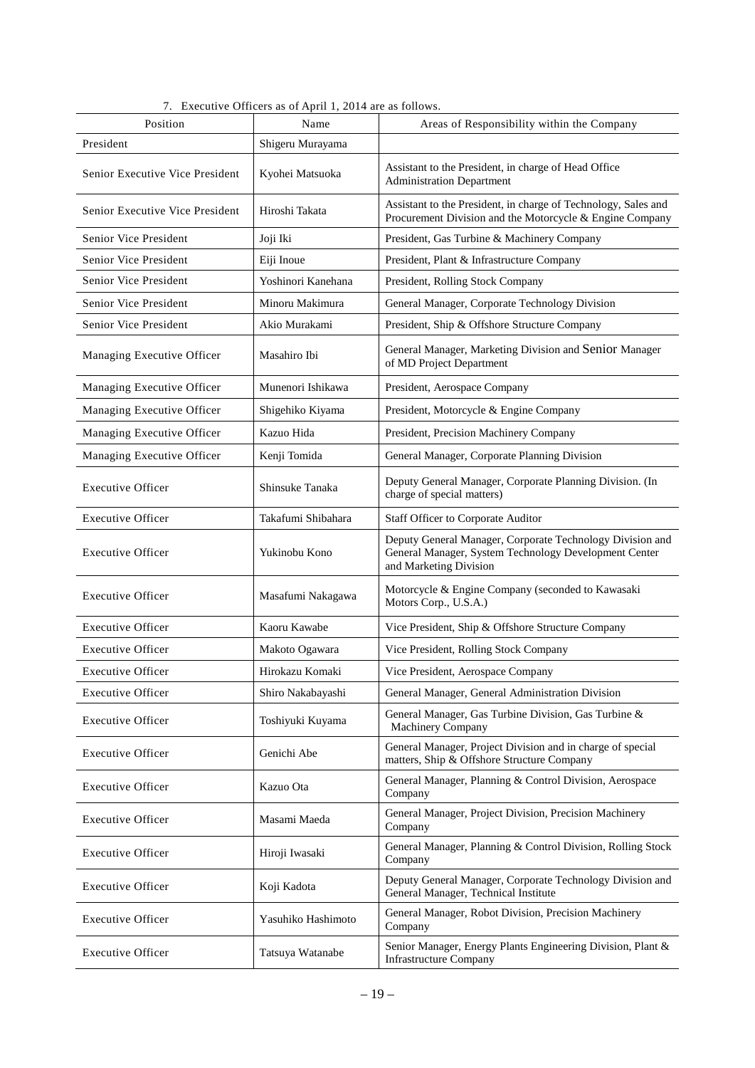7. Executive Officers as of April 1, 2014 are as follows.

| Position | Name | Areas of Responsibility within the Company |
|---|---|---|
| President | Shigeru Murayama | |
| Senior Executive Vice President | Kyohei Matsuoka | Assistant to the President, in charge of Head Office Administration Department |
| Senior Executive Vice President | Hiroshi Takata | Assistant to the President, in charge of Technology, Sales and Procurement Division and the Motorcycle & Engine Company |
| Senior Vice President | Joji Iki | President, Gas Turbine & Machinery Company |
| Senior Vice President | Eiji Inoue | President, Plant & Infrastructure Company |
| Senior Vice President | Yoshinori Kanehana | President, Rolling Stock Company |
| Senior Vice President | Minoru Makimura | General Manager, Corporate Technology Division |
| Senior Vice President | Akio Murakami | President, Ship & Offshore Structure Company |
| Managing Executive Officer | Masahiro Ibi | General Manager, Marketing Division and Senior Manager of MD Project Department |
| Managing Executive Officer | Munenori Ishikawa | President, Aerospace Company |
| Managing Executive Officer | Shigehiko Kiyama | President, Motorcycle & Engine Company |
| Managing Executive Officer | Kazuo Hida | President, Precision Machinery Company |
| Managing Executive Officer | Kenji Tomida | General Manager, Corporate Planning Division |
| Executive Officer | Shinsuke Tanaka | Deputy General Manager, Corporate Planning Division. (In charge of special matters) |
| Executive Officer | Takafumi Shibahara | Staff Officer to Corporate Auditor |
| Executive Officer | Yukinobu Kono | Deputy General Manager, Corporate Technology Division and General Manager, System Technology Development Center and Marketing Division |
| Executive Officer | Masafumi Nakagawa | Motorcycle & Engine Company (seconded to Kawasaki Motors Corp., U.S.A.) |
| Executive Officer | Kaoru Kawabe | Vice President, Ship & Offshore Structure Company |
| Executive Officer | Makoto Ogawara | Vice President, Rolling Stock Company |
| Executive Officer | Hirokazu Komaki | Vice President, Aerospace Company |
| Executive Officer | Shiro Nakabayashi | General Manager, General Administration Division |
| Executive Officer | Toshiyuki Kuyama | General Manager, Gas Turbine Division, Gas Turbine & Machinery Company |
| Executive Officer | Genichi Abe | General Manager, Project Division and in charge of special matters, Ship & Offshore Structure Company |
| Executive Officer | Kazuo Ota | General Manager, Planning & Control Division, Aerospace Company |
| Executive Officer | Masami Maeda | General Manager, Project Division, Precision Machinery Company |
| Executive Officer | Hiroji Iwasaki | General Manager, Planning & Control Division, Rolling Stock Company |
| Executive Officer | Koji Kadota | Deputy General Manager, Corporate Technology Division and General Manager, Technical Institute |
| Executive Officer | Yasuhiko Hashimoto | General Manager, Robot Division, Precision Machinery Company |
| Executive Officer | Tatsuya Watanabe | Senior Manager, Energy Plants Engineering Division, Plant & Infrastructure Company |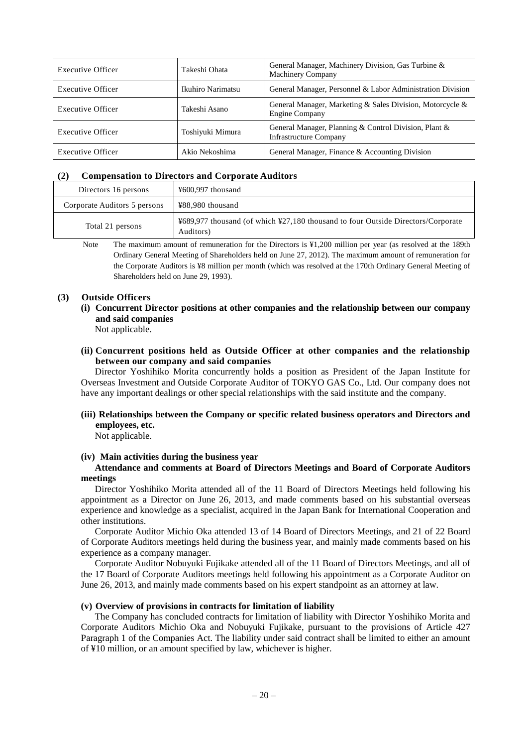| Executive Officer | Takeshi Ohata | General Manager, Machinery Division, Gas Turbine & Machinery Company |
|---|---|---|
| Executive Officer | Ikuhiro Narimatsu | General Manager, Personnel & Labor Administration Division |
| Executive Officer | Takeshi Asano | General Manager, Marketing & Sales Division, Motorcycle & Engine Company |
| Executive Officer | Toshiyuki Mimura | General Manager, Planning & Control Division, Plant & Infrastructure Company |
| Executive Officer | Akio Nekoshima | General Manager, Finance & Accounting Division |

### (2) Compensation to Directors and Corporate Auditors

| Directors 16 persons | ¥600,997 thousand |
|---|---|
| Corporate Auditors 5 persons | ¥88,980 thousand |
| Total 21 persons | ¥689,977 thousand (of which ¥27,180 thousand to four Outside Directors/Corporate Auditors) |

Note The maximum amount of remuneration for the Directors is ¥1,200 million per year (as resolved at the 189th Ordinary General Meeting of Shareholders held on June 27, 2012). The maximum amount of remuneration for the Corporate Auditors is ¥8 million per month (which was resolved at the 170th Ordinary General Meeting of Shareholders held on June 29, 1993).

### (3) Outside Officers

**(i) Concurrent Director positions at other companies and the relationship between our company and said companies**

Not applicable.

**(ii) Concurrent positions held as Outside Officer at other companies and the relationship between our company and said companies**

Director Yoshihiko Morita concurrently holds a position as President of the Japan Institute for Overseas Investment and Outside Corporate Auditor of TOKYO GAS Co., Ltd. Our company does not have any important dealings or other special relationships with the said institute and the company.

**(iii) Relationships between the Company or specific related business operators and Directors and employees, etc.**

Not applicable.

**(iv) Main activities during the business year**

**Attendance and comments at Board of Directors Meetings and Board of Corporate Auditors meetings**

Director Yoshihiko Morita attended all of the 11 Board of Directors Meetings held following his appointment as a Director on June 26, 2013, and made comments based on his substantial overseas experience and knowledge as a specialist, acquired in the Japan Bank for International Cooperation and other institutions.

Corporate Auditor Michio Oka attended 13 of 14 Board of Directors Meetings, and 21 of 22 Board of Corporate Auditors meetings held during the business year, and mainly made comments based on his experience as a company manager.

Corporate Auditor Nobuyuki Fujikake attended all of the 11 Board of Directors Meetings, and all of the 17 Board of Corporate Auditors meetings held following his appointment as a Corporate Auditor on June 26, 2013, and mainly made comments based on his expert standpoint as an attorney at law.

**(v) Overview of provisions in contracts for limitation of liability**

The Company has concluded contracts for limitation of liability with Director Yoshihiko Morita and Corporate Auditors Michio Oka and Nobuyuki Fujikake, pursuant to the provisions of Article 427 Paragraph 1 of the Companies Act. The liability under said contract shall be limited to either an amount of ¥10 million, or an amount specified by law, whichever is higher.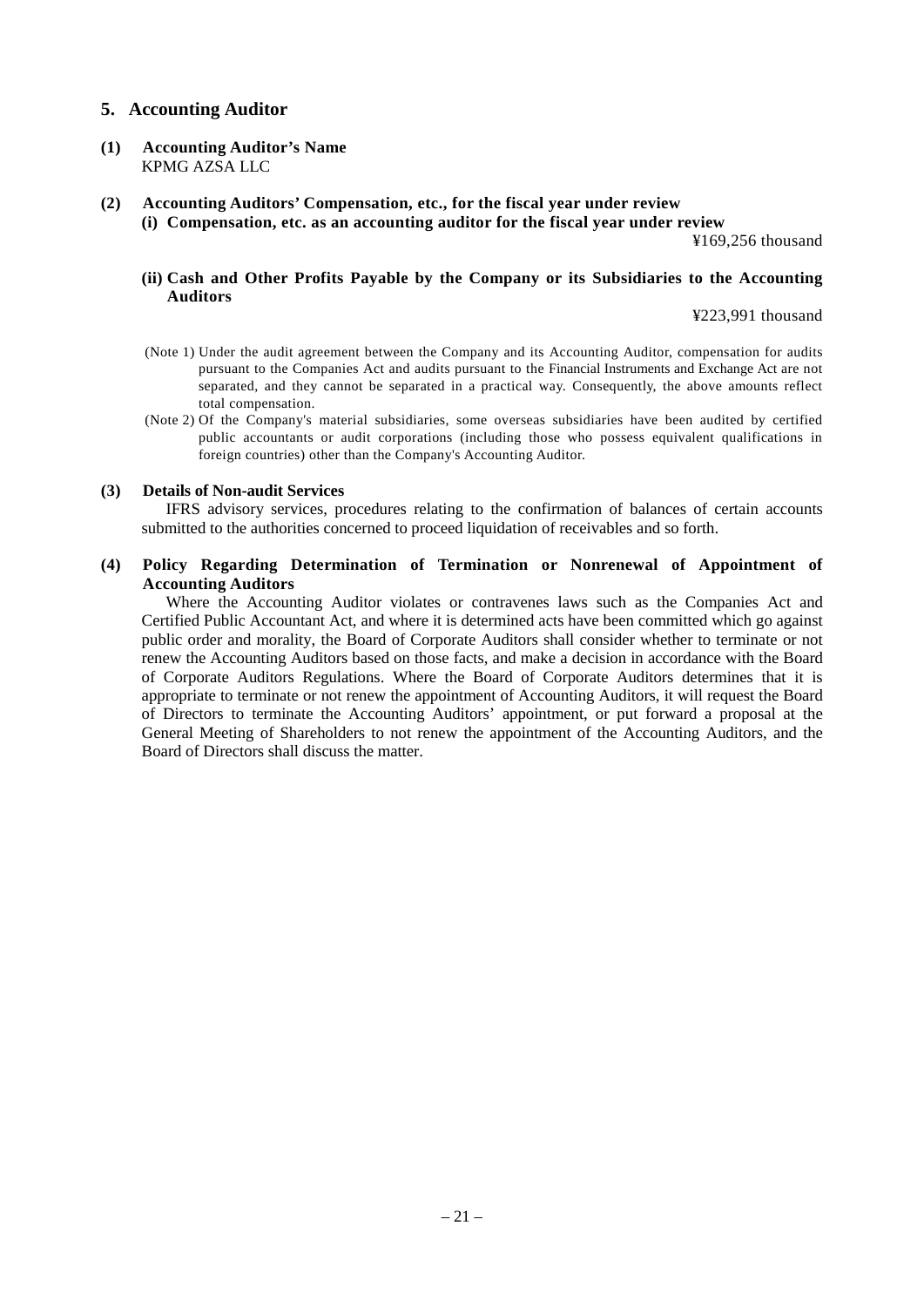## 5. Accounting Auditor

**(1) Accounting Auditor's Name**

KPMG AZSA LLC

**(2) Accounting Auditors' Compensation, etc., for the fiscal year under review**

**(i) Compensation, etc. as an accounting auditor for the fiscal year under review**

¥169,256 thousand

**(ii) Cash and Other Profits Payable by the Company or its Subsidiaries to the Accounting Auditors**

¥223,991 thousand

(Note 1) Under the audit agreement between the Company and its Accounting Auditor, compensation for audits pursuant to the Companies Act and audits pursuant to the Financial Instruments and Exchange Act are not separated, and they cannot be separated in a practical way. Consequently, the above amounts reflect total compensation.

(Note 2) Of the Company's material subsidiaries, some overseas subsidiaries have been audited by certified public accountants or audit corporations (including those who possess equivalent qualifications in foreign countries) other than the Company's Accounting Auditor.

**(3) Details of Non-audit Services**

IFRS advisory services, procedures relating to the confirmation of balances of certain accounts submitted to the authorities concerned to proceed liquidation of receivables and so forth.

**(4) Policy Regarding Determination of Termination or Nonrenewal of Appointment of Accounting Auditors**

Where the Accounting Auditor violates or contravenes laws such as the Companies Act and Certified Public Accountant Act, and where it is determined acts have been committed which go against public order and morality, the Board of Corporate Auditors shall consider whether to terminate or not renew the Accounting Auditors based on those facts, and make a decision in accordance with the Board of Corporate Auditors Regulations. Where the Board of Corporate Auditors determines that it is appropriate to terminate or not renew the appointment of Accounting Auditors, it will request the Board of Directors to terminate the Accounting Auditors' appointment, or put forward a proposal at the General Meeting of Shareholders to not renew the appointment of the Accounting Auditors, and the Board of Directors shall discuss the matter.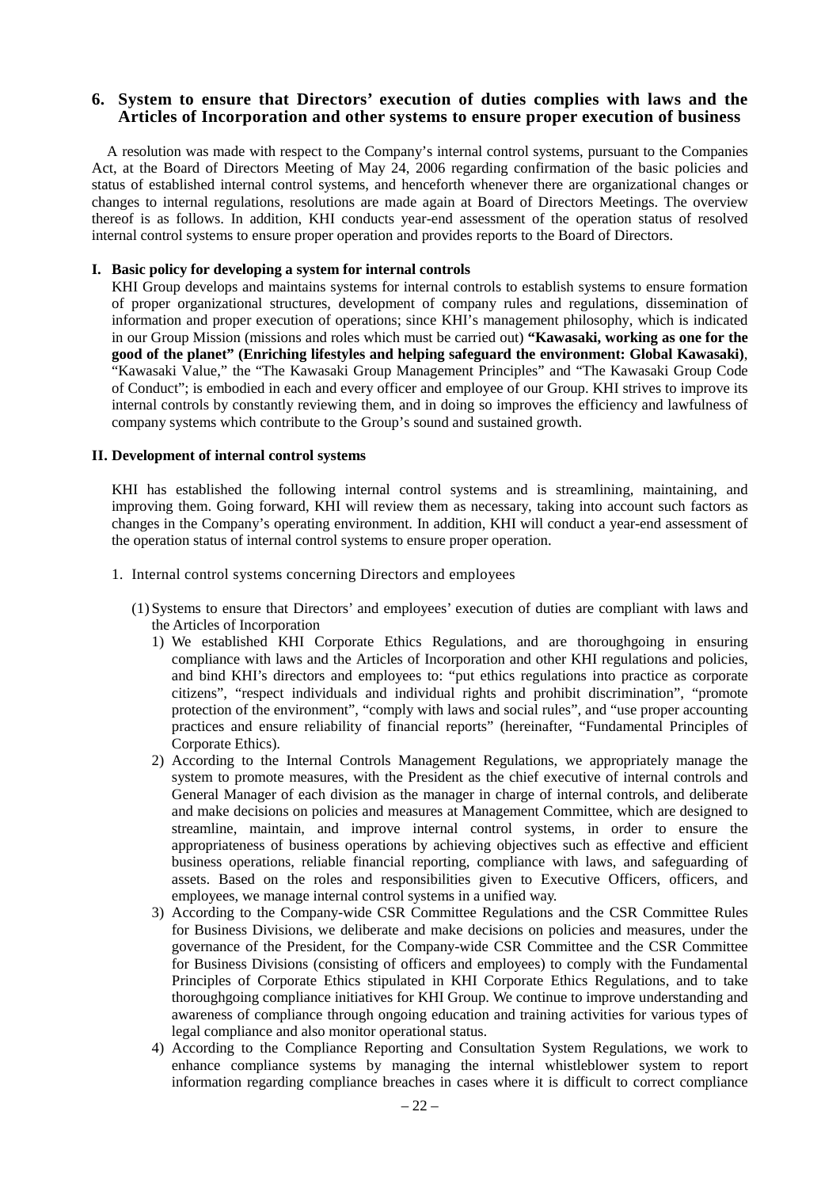## 6. System to ensure that Directors' execution of duties complies with laws and the Articles of Incorporation and other systems to ensure proper execution of business

A resolution was made with respect to the Company's internal control systems, pursuant to the Companies Act, at the Board of Directors Meeting of May 24, 2006 regarding confirmation of the basic policies and status of established internal control systems, and henceforth whenever there are organizational changes or changes to internal regulations, resolutions are made again at Board of Directors Meetings. The overview thereof is as follows. In addition, KHI conducts year-end assessment of the operation status of resolved internal control systems to ensure proper operation and provides reports to the Board of Directors.

### I. Basic policy for developing a system for internal controls

KHI Group develops and maintains systems for internal controls to establish systems to ensure formation of proper organizational structures, development of company rules and regulations, dissemination of information and proper execution of operations; since KHI's management philosophy, which is indicated in our Group Mission (missions and roles which must be carried out) **"Kawasaki, working as one for the good of the planet" (Enriching lifestyles and helping safeguard the environment: Global Kawasaki)**, "Kawasaki Value," the "The Kawasaki Group Management Principles" and "The Kawasaki Group Code of Conduct"; is embodied in each and every officer and employee of our Group. KHI strives to improve its internal controls by constantly reviewing them, and in doing so improves the efficiency and lawfulness of company systems which contribute to the Group's sound and sustained growth.

### II. Development of internal control systems

KHI has established the following internal control systems and is streamlining, maintaining, and improving them. Going forward, KHI will review them as necessary, taking into account such factors as changes in the Company's operating environment. In addition, KHI will conduct a year-end assessment of the operation status of internal control systems to ensure proper operation.

1. Internal control systems concerning Directors and employees

(1) Systems to ensure that Directors' and employees' execution of duties are compliant with laws and the Articles of Incorporation

1) We established KHI Corporate Ethics Regulations, and are thoroughgoing in ensuring compliance with laws and the Articles of Incorporation and other KHI regulations and policies, and bind KHI's directors and employees to: "put ethics regulations into practice as corporate citizens", "respect individuals and individual rights and prohibit discrimination", "promote protection of the environment", "comply with laws and social rules", and "use proper accounting practices and ensure reliability of financial reports" (hereinafter, "Fundamental Principles of Corporate Ethics).
2) According to the Internal Controls Management Regulations, we appropriately manage the system to promote measures, with the President as the chief executive of internal controls and General Manager of each division as the manager in charge of internal controls, and deliberate and make decisions on policies and measures at Management Committee, which are designed to streamline, maintain, and improve internal control systems, in order to ensure the appropriateness of business operations by achieving objectives such as effective and efficient business operations, reliable financial reporting, compliance with laws, and safeguarding of assets. Based on the roles and responsibilities given to Executive Officers, officers, and employees, we manage internal control systems in a unified way.
3) According to the Company-wide CSR Committee Regulations and the CSR Committee Rules for Business Divisions, we deliberate and make decisions on policies and measures, under the governance of the President, for the Company-wide CSR Committee and the CSR Committee for Business Divisions (consisting of officers and employees) to comply with the Fundamental Principles of Corporate Ethics stipulated in KHI Corporate Ethics Regulations, and to take thoroughgoing compliance initiatives for KHI Group. We continue to improve understanding and awareness of compliance through ongoing education and training activities for various types of legal compliance and also monitor operational status.
4) According to the Compliance Reporting and Consultation System Regulations, we work to enhance compliance systems by managing the internal whistleblower system to report information regarding compliance breaches in cases where it is difficult to correct compliance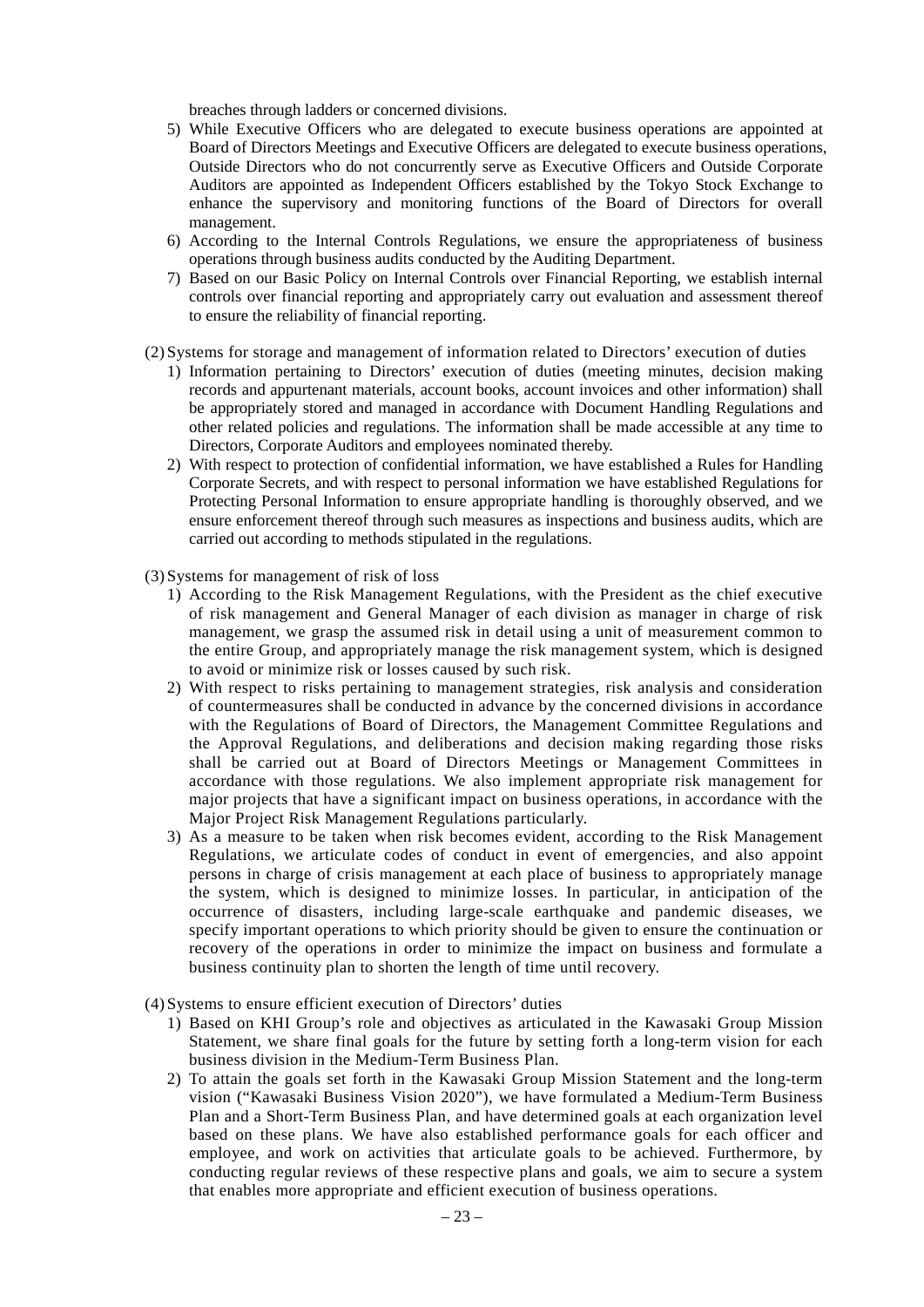breaches through ladders or concerned divisions.

5) While Executive Officers who are delegated to execute business operations are appointed at Board of Directors Meetings and Executive Officers are delegated to execute business operations, Outside Directors who do not concurrently serve as Executive Officers and Outside Corporate Auditors are appointed as Independent Officers established by the Tokyo Stock Exchange to enhance the supervisory and monitoring functions of the Board of Directors for overall management.
6) According to the Internal Controls Regulations, we ensure the appropriateness of business operations through business audits conducted by the Auditing Department.
7) Based on our Basic Policy on Internal Controls over Financial Reporting, we establish internal controls over financial reporting and appropriately carry out evaluation and assessment thereof to ensure the reliability of financial reporting.

(2) Systems for storage and management of information related to Directors' execution of duties

1) Information pertaining to Directors' execution of duties (meeting minutes, decision making records and appurtenant materials, account books, account invoices and other information) shall be appropriately stored and managed in accordance with Document Handling Regulations and other related policies and regulations. The information shall be made accessible at any time to Directors, Corporate Auditors and employees nominated thereby.
2) With respect to protection of confidential information, we have established a Rules for Handling Corporate Secrets, and with respect to personal information we have established Regulations for Protecting Personal Information to ensure appropriate handling is thoroughly observed, and we ensure enforcement thereof through such measures as inspections and business audits, which are carried out according to methods stipulated in the regulations.

(3) Systems for management of risk of loss

1) According to the Risk Management Regulations, with the President as the chief executive of risk management and General Manager of each division as manager in charge of risk management, we grasp the assumed risk in detail using a unit of measurement common to the entire Group, and appropriately manage the risk management system, which is designed to avoid or minimize risk or losses caused by such risk.
2) With respect to risks pertaining to management strategies, risk analysis and consideration of countermeasures shall be conducted in advance by the concerned divisions in accordance with the Regulations of Board of Directors, the Management Committee Regulations and the Approval Regulations, and deliberations and decision making regarding those risks shall be carried out at Board of Directors Meetings or Management Committees in accordance with those regulations. We also implement appropriate risk management for major projects that have a significant impact on business operations, in accordance with the Major Project Risk Management Regulations particularly.
3) As a measure to be taken when risk becomes evident, according to the Risk Management Regulations, we articulate codes of conduct in event of emergencies, and also appoint persons in charge of crisis management at each place of business to appropriately manage the system, which is designed to minimize losses. In particular, in anticipation of the occurrence of disasters, including large-scale earthquake and pandemic diseases, we specify important operations to which priority should be given to ensure the continuation or recovery of the operations in order to minimize the impact on business and formulate a business continuity plan to shorten the length of time until recovery.

(4) Systems to ensure efficient execution of Directors' duties

1) Based on KHI Group's role and objectives as articulated in the Kawasaki Group Mission Statement, we share final goals for the future by setting forth a long-term vision for each business division in the Medium-Term Business Plan.
2) To attain the goals set forth in the Kawasaki Group Mission Statement and the long-term vision ("Kawasaki Business Vision 2020"), we have formulated a Medium-Term Business Plan and a Short-Term Business Plan, and have determined goals at each organization level based on these plans. We have also established performance goals for each officer and employee, and work on activities that articulate goals to be achieved. Furthermore, by conducting regular reviews of these respective plans and goals, we aim to secure a system that enables more appropriate and efficient execution of business operations.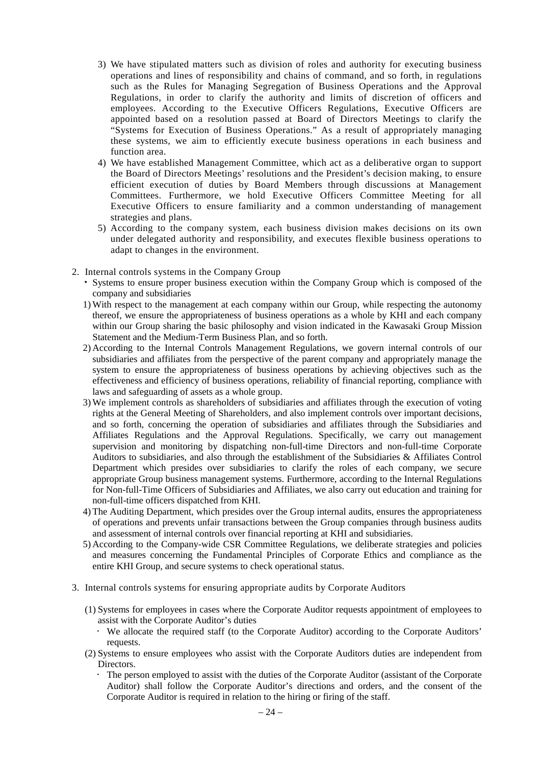3) We have stipulated matters such as division of roles and authority for executing business operations and lines of responsibility and chains of command, and so forth, in regulations such as the Rules for Managing Segregation of Business Operations and the Approval Regulations, in order to clarify the authority and limits of discretion of officers and employees. According to the Executive Officers Regulations, Executive Officers are appointed based on a resolution passed at Board of Directors Meetings to clarify the "Systems for Execution of Business Operations." As a result of appropriately managing these systems, we aim to efficiently execute business operations in each business and function area.

4) We have established Management Committee, which act as a deliberative organ to support the Board of Directors Meetings' resolutions and the President's decision making, to ensure efficient execution of duties by Board Members through discussions at Management Committees. Furthermore, we hold Executive Officers Committee Meeting for all Executive Officers to ensure familiarity and a common understanding of management strategies and plans.

5) According to the company system, each business division makes decisions on its own under delegated authority and responsibility, and executes flexible business operations to adapt to changes in the environment.

2. Internal controls systems in the Company Group

- Systems to ensure proper business execution within the Company Group which is composed of the company and subsidiaries

1) With respect to the management at each company within our Group, while respecting the autonomy thereof, we ensure the appropriateness of business operations as a whole by KHI and each company within our Group sharing the basic philosophy and vision indicated in the Kawasaki Group Mission Statement and the Medium-Term Business Plan, and so forth.

2) According to the Internal Controls Management Regulations, we govern internal controls of our subsidiaries and affiliates from the perspective of the parent company and appropriately manage the system to ensure the appropriateness of business operations by achieving objectives such as the effectiveness and efficiency of business operations, reliability of financial reporting, compliance with laws and safeguarding of assets as a whole group.

3) We implement controls as shareholders of subsidiaries and affiliates through the execution of voting rights at the General Meeting of Shareholders, and also implement controls over important decisions, and so forth, concerning the operation of subsidiaries and affiliates through the Subsidiaries and Affiliates Regulations and the Approval Regulations. Specifically, we carry out management supervision and monitoring by dispatching non-full-time Directors and non-full-time Corporate Auditors to subsidiaries, and also through the establishment of the Subsidiaries & Affiliates Control Department which presides over subsidiaries to clarify the roles of each company, we secure appropriate Group business management systems. Furthermore, according to the Internal Regulations for Non-full-Time Officers of Subsidiaries and Affiliates, we also carry out education and training for non-full-time officers dispatched from KHI.

4) The Auditing Department, which presides over the Group internal audits, ensures the appropriateness of operations and prevents unfair transactions between the Group companies through business audits and assessment of internal controls over financial reporting at KHI and subsidiaries.

5) According to the Company-wide CSR Committee Regulations, we deliberate strategies and policies and measures concerning the Fundamental Principles of Corporate Ethics and compliance as the entire KHI Group, and secure systems to check operational status.

3. Internal controls systems for ensuring appropriate audits by Corporate Auditors

(1) Systems for employees in cases where the Corporate Auditor requests appointment of employees to assist with the Corporate Auditor's duties

- We allocate the required staff (to the Corporate Auditor) according to the Corporate Auditors' requests.

(2) Systems to ensure employees who assist with the Corporate Auditors duties are independent from Directors.

- The person employed to assist with the duties of the Corporate Auditor (assistant of the Corporate Auditor) shall follow the Corporate Auditor's directions and orders, and the consent of the Corporate Auditor is required in relation to the hiring or firing of the staff.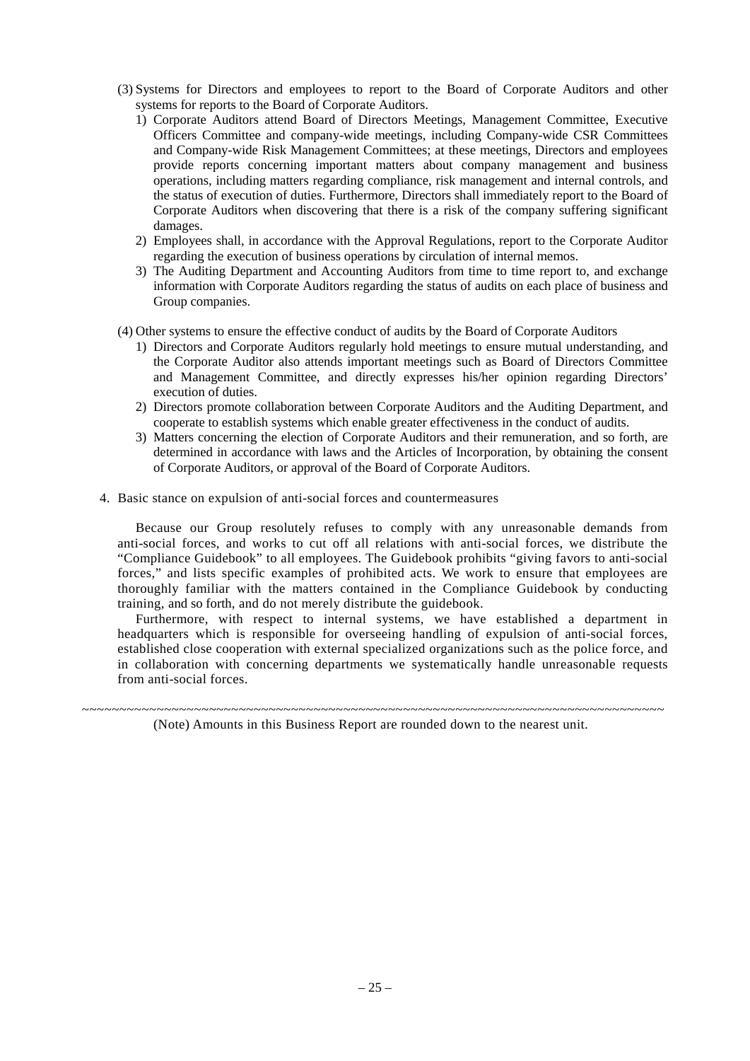(3) Systems for Directors and employees to report to the Board of Corporate Auditors and other systems for reports to the Board of Corporate Auditors.

1) Corporate Auditors attend Board of Directors Meetings, Management Committee, Executive Officers Committee and company-wide meetings, including Company-wide CSR Committees and Company-wide Risk Management Committees; at these meetings, Directors and employees provide reports concerning important matters about company management and business operations, including matters regarding compliance, risk management and internal controls, and the status of execution of duties. Furthermore, Directors shall immediately report to the Board of Corporate Auditors when discovering that there is a risk of the company suffering significant damages.
2) Employees shall, in accordance with the Approval Regulations, report to the Corporate Auditor regarding the execution of business operations by circulation of internal memos.
3) The Auditing Department and Accounting Auditors from time to time report to, and exchange information with Corporate Auditors regarding the status of audits on each place of business and Group companies.

(4) Other systems to ensure the effective conduct of audits by the Board of Corporate Auditors

1) Directors and Corporate Auditors regularly hold meetings to ensure mutual understanding, and the Corporate Auditor also attends important meetings such as Board of Directors Committee and Management Committee, and directly expresses his/her opinion regarding Directors' execution of duties.
2) Directors promote collaboration between Corporate Auditors and the Auditing Department, and cooperate to establish systems which enable greater effectiveness in the conduct of audits.
3) Matters concerning the election of Corporate Auditors and their remuneration, and so forth, are determined in accordance with laws and the Articles of Incorporation, by obtaining the consent of Corporate Auditors, or approval of the Board of Corporate Auditors.

4. Basic stance on expulsion of anti-social forces and countermeasures

Because our Group resolutely refuses to comply with any unreasonable demands from anti-social forces, and works to cut off all relations with anti-social forces, we distribute the "Compliance Guidebook" to all employees. The Guidebook prohibits "giving favors to anti-social forces," and lists specific examples of prohibited acts. We work to ensure that employees are thoroughly familiar with the matters contained in the Compliance Guidebook by conducting training, and so forth, and do not merely distribute the guidebook.

Furthermore, with respect to internal systems, we have established a department in headquarters which is responsible for overseeing handling of expulsion of anti-social forces, established close cooperation with external specialized organizations such as the police force, and in collaboration with concerning departments we systematically handle unreasonable requests from anti-social forces.

~~~~~~~~~~~~~~~~~~~~~~~~~~~~~~~~~~~~~~~~~~~~~~~~~~~~~~~~~~~~~~~~~~~~~~~~~~~~~~~~

(Note) Amounts in this Business Report are rounded down to the nearest unit.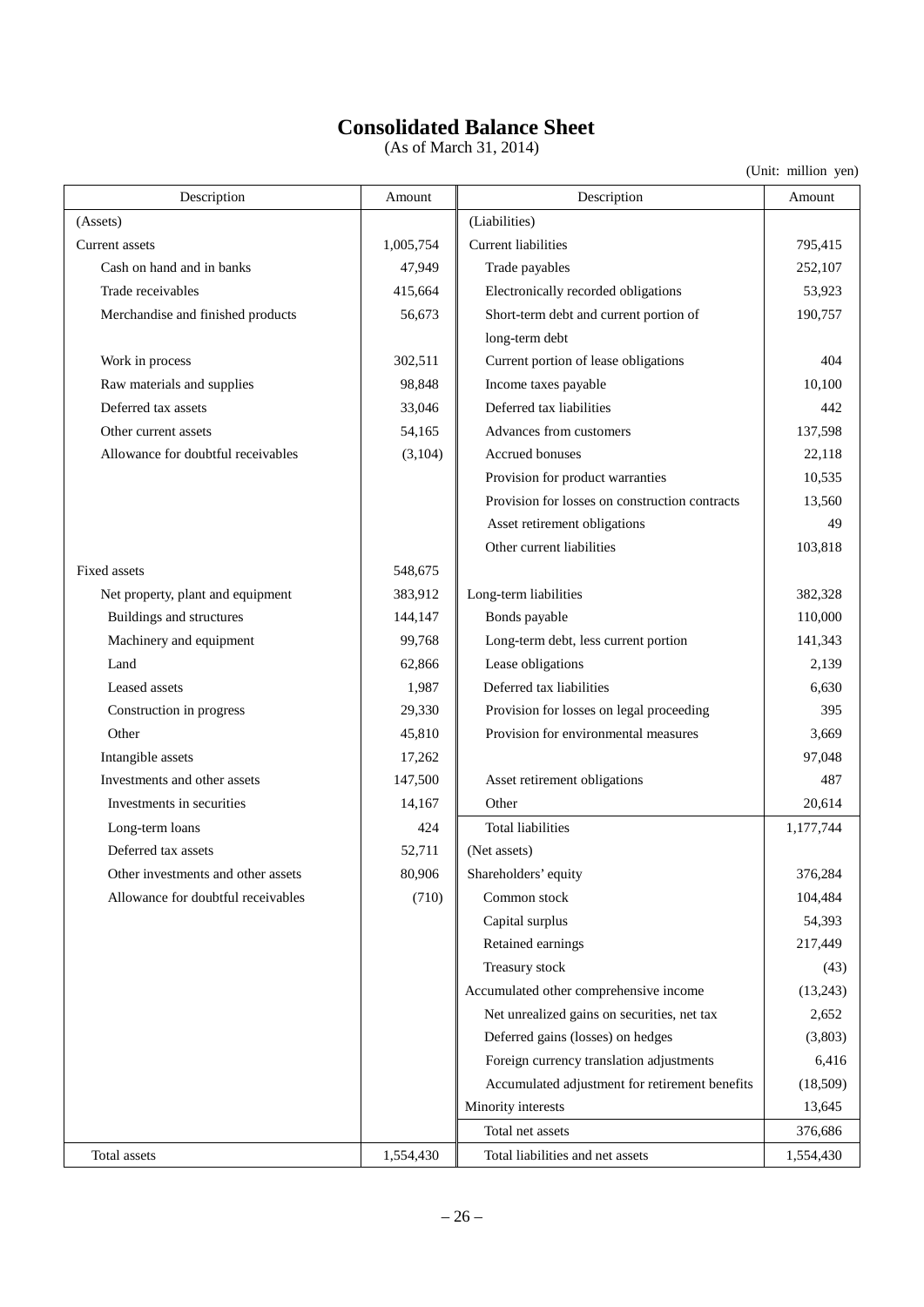# Consolidated Balance Sheet

(As of March 31, 2014)

(Unit: million yen)

| Description | Amount | Description | Amount |
|---|---|---|---|
| (Assets) | | (Liabilities) | |
| Current assets | 1,005,754 | Current liabilities | 795,415 |
| Cash on hand and in banks | 47,949 | Trade payables | 252,107 |
| Trade receivables | 415,664 | Electronically recorded obligations | 53,923 |
| Merchandise and finished products | 56,673 | Short-term debt and current portion of long-term debt | 190,757 |
| Work in process | 302,511 | Current portion of lease obligations | 404 |
| Raw materials and supplies | 98,848 | Income taxes payable | 10,100 |
| Deferred tax assets | 33,046 | Deferred tax liabilities | 442 |
| Other current assets | 54,165 | Advances from customers | 137,598 |
| Allowance for doubtful receivables | (3,104) | Accrued bonuses | 22,118 |
| | | Provision for product warranties | 10,535 |
| | | Provision for losses on construction contracts | 13,560 |
| | | Asset retirement obligations | 49 |
| | | Other current liabilities | 103,818 |
| Fixed assets | 548,675 | | |
| Net property, plant and equipment | 383,912 | Long-term liabilities | 382,328 |
| Buildings and structures | 144,147 | Bonds payable | 110,000 |
| Machinery and equipment | 99,768 | Long-term debt, less current portion | 141,343 |
| Land | 62,866 | Lease obligations | 2,139 |
| Leased assets | 1,987 | Deferred tax liabilities | 6,630 |
| Construction in progress | 29,330 | Provision for losses on legal proceeding | 395 |
| Other | 45,810 | Provision for environmental measures | 3,669 |
| Intangible assets | 17,262 | | 97,048 |
| Investments and other assets | 147,500 | Asset retirement obligations | 487 |
| Investments in securities | 14,167 | Other | 20,614 |
| Long-term loans | 424 | Total liabilities | 1,177,744 |
| Deferred tax assets | 52,711 | (Net assets) | |
| Other investments and other assets | 80,906 | Shareholders' equity | 376,284 |
| Allowance for doubtful receivables | (710) | Common stock | 104,484 |
| | | Capital surplus | 54,393 |
| | | Retained earnings | 217,449 |
| | | Treasury stock | (43) |
| | | Accumulated other comprehensive income | (13,243) |
| | | Net unrealized gains on securities, net tax | 2,652 |
| | | Deferred gains (losses) on hedges | (3,803) |
| | | Foreign currency translation adjustments | 6,416 |
| | | Accumulated adjustment for retirement benefits | (18,509) |
| | | Minority interests | 13,645 |
| | | Total net assets | 376,686 |
| Total assets | 1,554,430 | Total liabilities and net assets | 1,554,430 |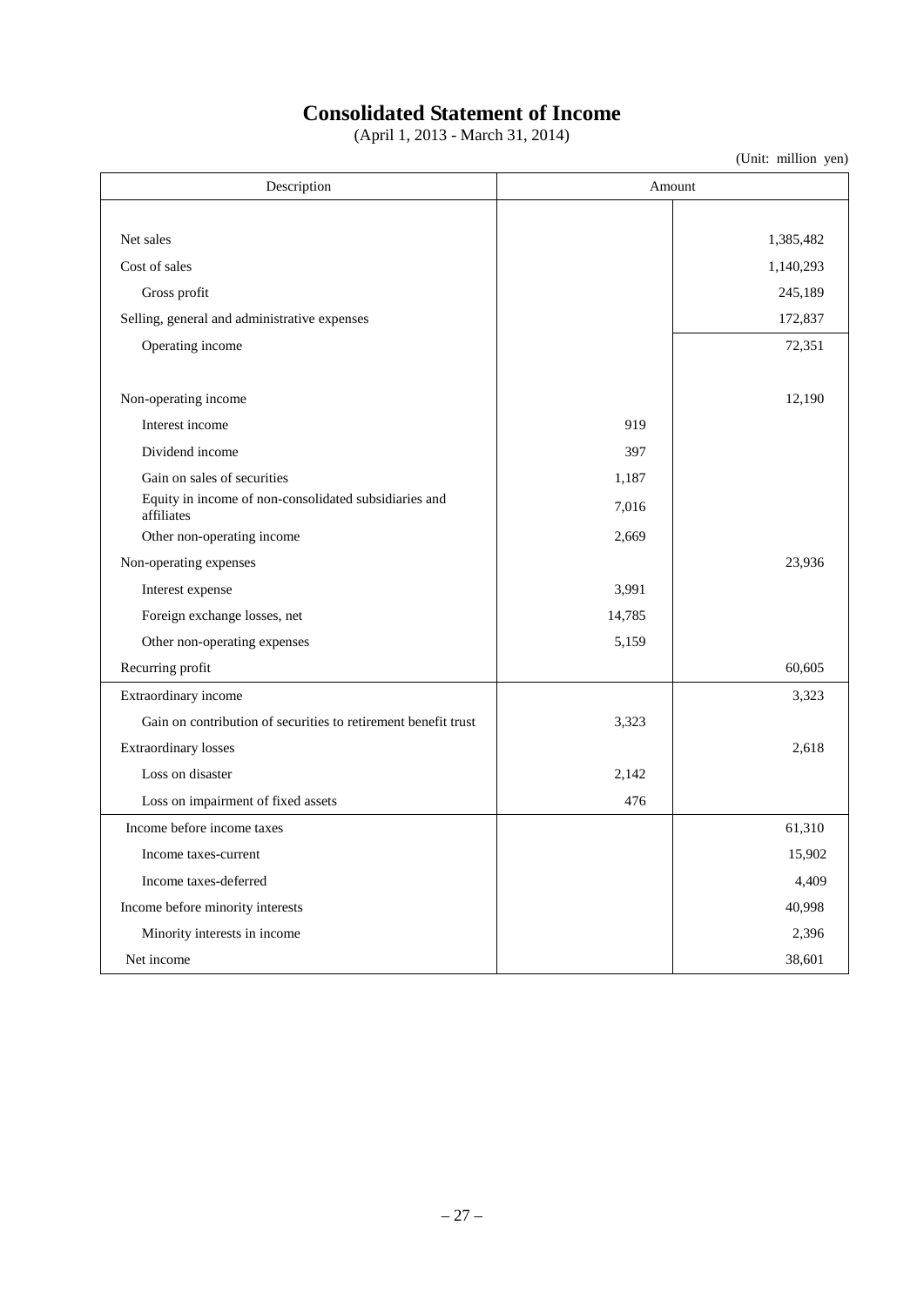# Consolidated Statement of Income

(April 1, 2013 - March 31, 2014)

(Unit: million yen)

| Description | Amount | |
|---|---|---|
| Net sales | | 1,385,482 |
| Cost of sales | | 1,140,293 |
| Gross profit | | 245,189 |
| Selling, general and administrative expenses | | 172,837 |
| Operating income | | 72,351 |
| Non-operating income | | 12,190 |
| Interest income | 919 | |
| Dividend income | 397 | |
| Gain on sales of securities | 1,187 | |
| Equity in income of non-consolidated subsidiaries and affiliates | 7,016 | |
| Other non-operating income | 2,669 | |
| Non-operating expenses | | 23,936 |
| Interest expense | 3,991 | |
| Foreign exchange losses, net | 14,785 | |
| Other non-operating expenses | 5,159 | |
| Recurring profit | | 60,605 |
| Extraordinary income | | 3,323 |
| Gain on contribution of securities to retirement benefit trust | 3,323 | |
| Extraordinary losses | | 2,618 |
| Loss on disaster | 2,142 | |
| Loss on impairment of fixed assets | 476 | |
| Income before income taxes | | 61,310 |
| Income taxes-current | | 15,902 |
| Income taxes-deferred | | 4,409 |
| Income before minority interests | | 40,998 |
| Minority interests in income | | 2,396 |
| Net income | | 38,601 |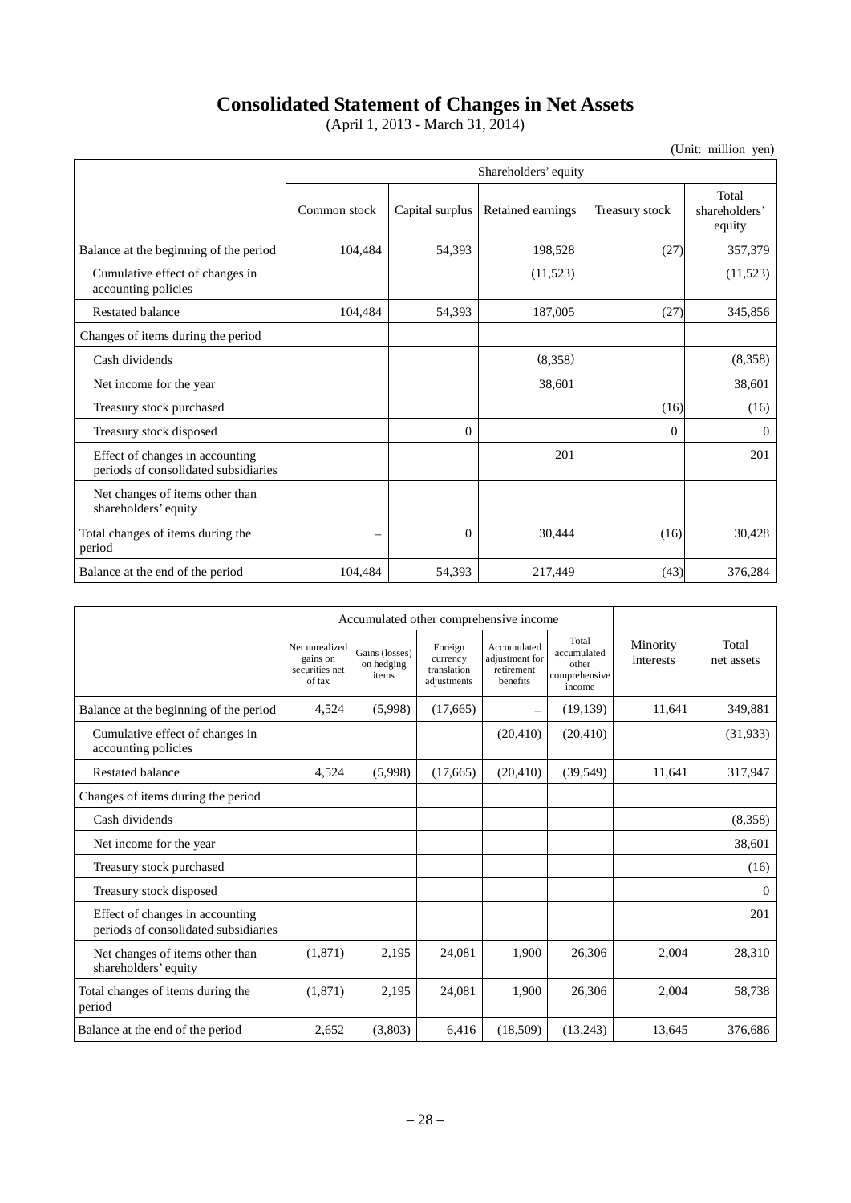# Consolidated Statement of Changes in Net Assets

(April 1, 2013 - March 31, 2014)

(Unit: million yen)

| | Shareholders' equity | | | | |
|---|---|---|---|---|---|
| | Common stock | Capital surplus | Retained earnings | Treasury stock | Total shareholders' equity |
| Balance at the beginning of the period | 104,484 | 54,393 | 198,528 | (27) | 357,379 |
| Cumulative effect of changes in accounting policies | | | (11,523) | | (11,523) |
| Restated balance | 104,484 | 54,393 | 187,005 | (27) | 345,856 |
| Changes of items during the period | | | | | |
| Cash dividends | | | (8,358) | | (8,358) |
| Net income for the year | | | 38,601 | | 38,601 |
| Treasury stock purchased | | | | (16) | (16) |
| Treasury stock disposed | | 0 | | 0 | 0 |
| Effect of changes in accounting periods of consolidated subsidiaries | | | 201 | | 201 |
| Net changes of items other than shareholders' equity | | | | | |
| Total changes of items during the period | – | 0 | 30,444 | (16) | 30,428 |
| Balance at the end of the period | 104,484 | 54,393 | 217,449 | (43) | 376,284 |

| | Accumulated other comprehensive income | | | | | Minority interests | Total net assets |
|---|---|---|---|---|---|---|---|
| | Net unrealized gains on securities net of tax | Gains (losses) on hedging items | Foreign currency translation adjustments | Accumulated adjustment for retirement benefits | Total accumulated other comprehensive income | | |
| Balance at the beginning of the period | 4,524 | (5,998) | (17,665) | – | (19,139) | 11,641 | 349,881 |
| Cumulative effect of changes in accounting policies | | | | (20,410) | (20,410) | | (31,933) |
| Restated balance | 4,524 | (5,998) | (17,665) | (20,410) | (39,549) | 11,641 | 317,947 |
| Changes of items during the period | | | | | | | |
| Cash dividends | | | | | | | (8,358) |
| Net income for the year | | | | | | | 38,601 |
| Treasury stock purchased | | | | | | | (16) |
| Treasury stock disposed | | | | | | | 0 |
| Effect of changes in accounting periods of consolidated subsidiaries | | | | | | | 201 |
| Net changes of items other than shareholders' equity | (1,871) | 2,195 | 24,081 | 1,900 | 26,306 | 2,004 | 28,310 |
| Total changes of items during the period | (1,871) | 2,195 | 24,081 | 1,900 | 26,306 | 2,004 | 58,738 |
| Balance at the end of the period | 2,652 | (3,803) | 6,416 | (18,509) | (13,243) | 13,645 | 376,686 |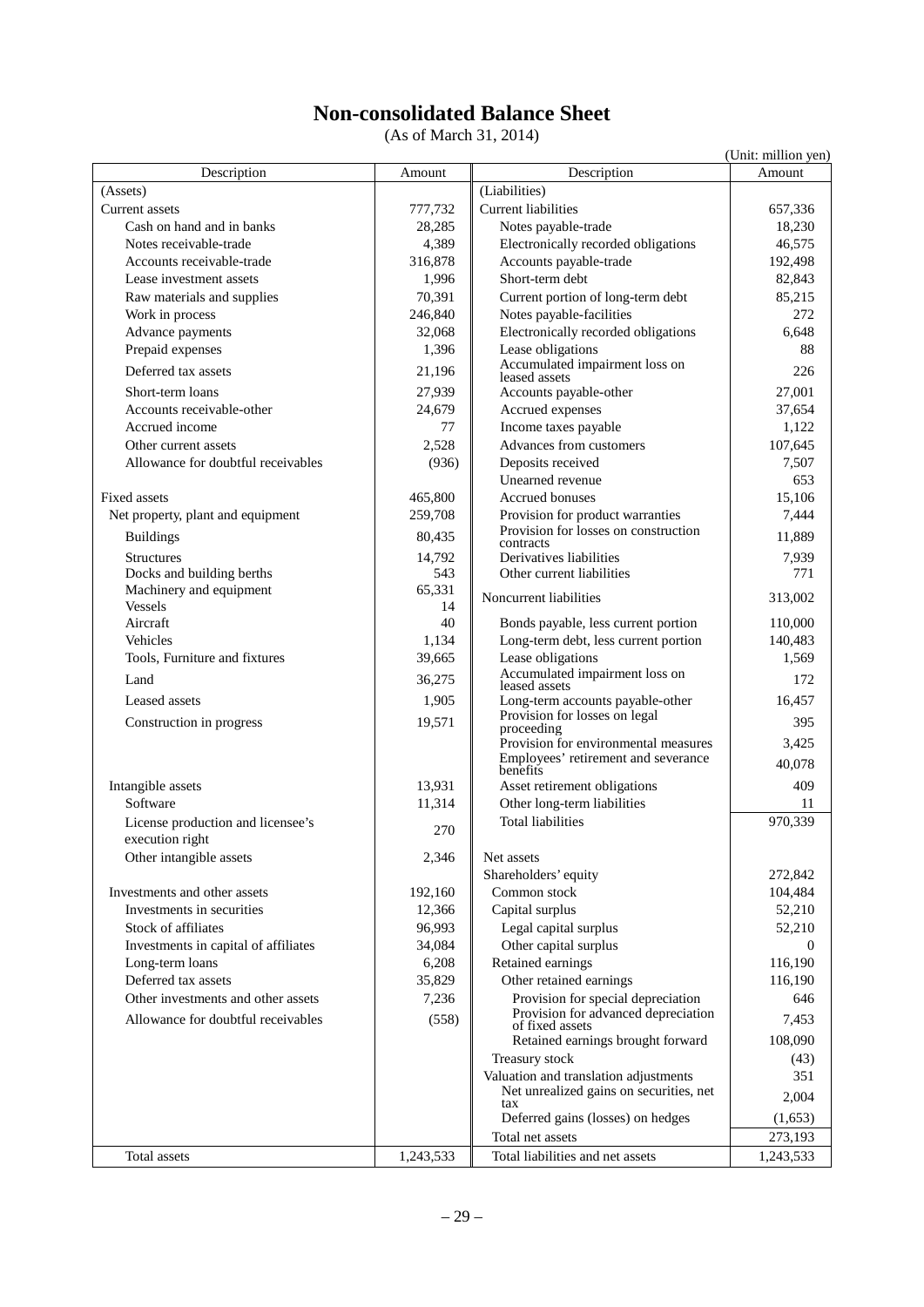# Non-consolidated Balance Sheet

(As of March 31, 2014)

(Unit: million yen)

| Description | Amount | Description | Amount |
|---|---|---|---|
| (Assets) | | (Liabilities) | |
| Current assets | 777,732 | Current liabilities | 657,336 |
| Cash on hand and in banks | 28,285 | Notes payable-trade | 18,230 |
| Notes receivable-trade | 4,389 | Electronically recorded obligations | 46,575 |
| Accounts receivable-trade | 316,878 | Accounts payable-trade | 192,498 |
| Lease investment assets | 1,996 | Short-term debt | 82,843 |
| Raw materials and supplies | 70,391 | Current portion of long-term debt | 85,215 |
| Work in process | 246,840 | Notes payable-facilities | 272 |
| Advance payments | 32,068 | Electronically recorded obligations | 6,648 |
| Prepaid expenses | 1,396 | Lease obligations | 88 |
| Deferred tax assets | 21,196 | Accumulated impairment loss on leased assets | 226 |
| Short-term loans | 27,939 | Accounts payable-other | 27,001 |
| Accounts receivable-other | 24,679 | Accrued expenses | 37,654 |
| Accrued income | 77 | Income taxes payable | 1,122 |
| Other current assets | 2,528 | Advances from customers | 107,645 |
| Allowance for doubtful receivables | (936) | Deposits received | 7,507 |
| | | Unearned revenue | 653 |
| Fixed assets | 465,800 | Accrued bonuses | 15,106 |
| Net property, plant and equipment | 259,708 | Provision for product warranties | 7,444 |
| Buildings | 80,435 | Provision for losses on construction contracts | 11,889 |
| Structures | 14,792 | Derivatives liabilities | 7,939 |
| Docks and building berths | 543 | Other current liabilities | 771 |
| Machinery and equipment | 65,331 | Noncurrent liabilities | 313,002 |
| Vessels | 14 | | |
| Aircraft | 40 | Bonds payable, less current portion | 110,000 |
| Vehicles | 1,134 | Long-term debt, less current portion | 140,483 |
| Tools, Furniture and fixtures | 39,665 | Lease obligations | 1,569 |
| Land | 36,275 | Accumulated impairment loss on leased assets | 172 |
| Leased assets | 1,905 | Long-term accounts payable-other | 16,457 |
| Construction in progress | 19,571 | Provision for losses on legal proceeding | 395 |
| | | Provision for environmental measures | 3,425 |
| | | Employees' retirement and severance benefits | 40,078 |
| Intangible assets | 13,931 | Asset retirement obligations | 409 |
| Software | 11,314 | Other long-term liabilities | 11 |
| License production and licensee's execution right | 270 | Total liabilities | 970,339 |
| Other intangible assets | 2,346 | Net assets | |
| | | Shareholders' equity | 272,842 |
| Investments and other assets | 192,160 | Common stock | 104,484 |
| Investments in securities | 12,366 | Capital surplus | 52,210 |
| Stock of affiliates | 96,993 | Legal capital surplus | 52,210 |
| Investments in capital of affiliates | 34,084 | Other capital surplus | 0 |
| Long-term loans | 6,208 | Retained earnings | 116,190 |
| Deferred tax assets | 35,829 | Other retained earnings | 116,190 |
| Other investments and other assets | 7,236 | Provision for special depreciation | 646 |
| Allowance for doubtful receivables | (558) | Provision for advanced depreciation of fixed assets | 7,453 |
| | | Retained earnings brought forward | 108,090 |
| | | Treasury stock | (43) |
| | | Valuation and translation adjustments | 351 |
| | | Net unrealized gains on securities, net tax | 2,004 |
| | | Deferred gains (losses) on hedges | (1,653) |
| | | Total net assets | 273,193 |
| Total assets | 1,243,533 | Total liabilities and net assets | 1,243,533 |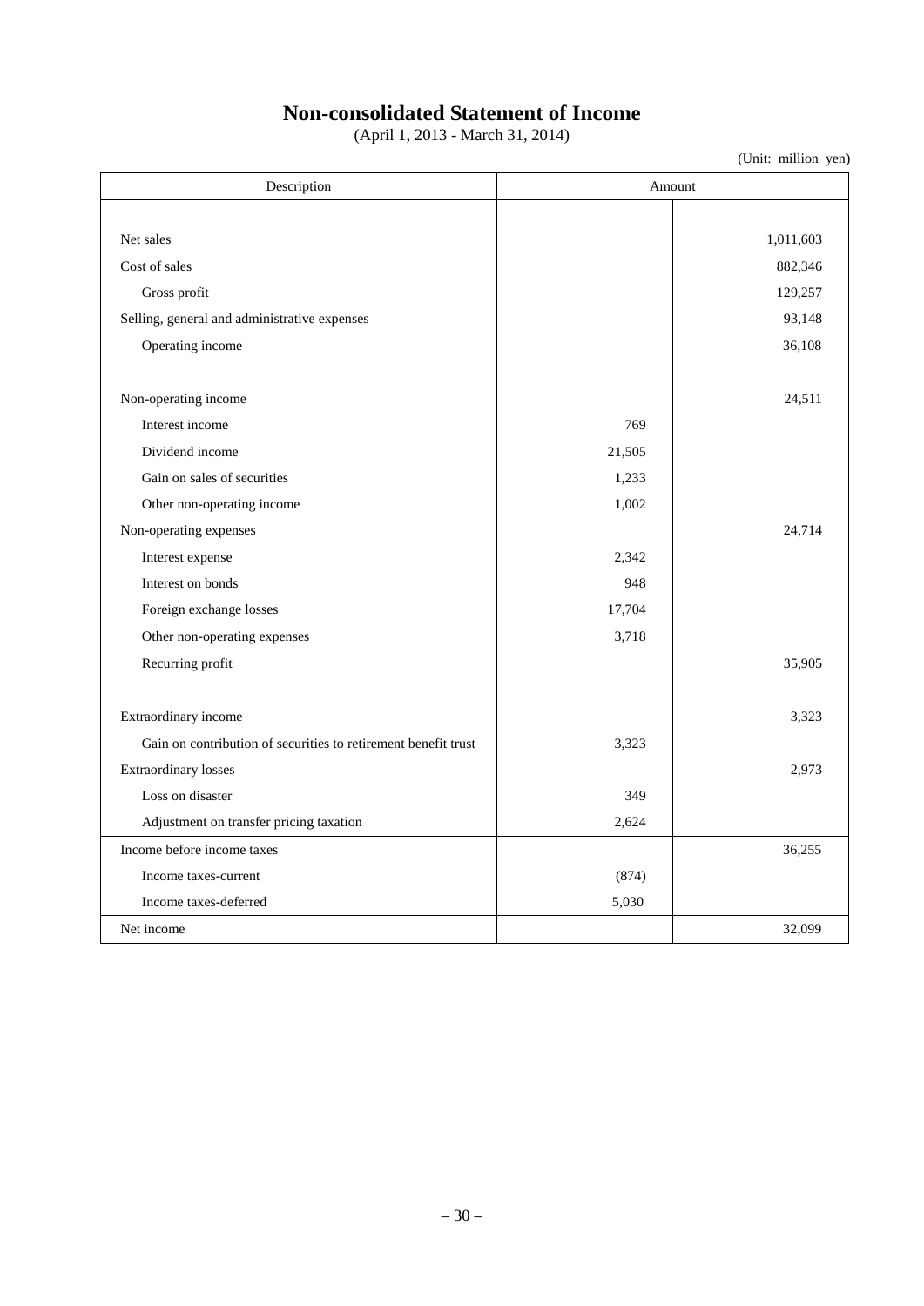# Non-consolidated Statement of Income

(April 1, 2013 - March 31, 2014)

(Unit: million yen)

| Description | Amount | |
|---|---|---|
| Net sales | | 1,011,603 |
| Cost of sales | | 882,346 |
| Gross profit | | 129,257 |
| Selling, general and administrative expenses | | 93,148 |
| Operating income | | 36,108 |
| Non-operating income | | 24,511 |
| Interest income | 769 | |
| Dividend income | 21,505 | |
| Gain on sales of securities | 1,233 | |
| Other non-operating income | 1,002 | |
| Non-operating expenses | | 24,714 |
| Interest expense | 2,342 | |
| Interest on bonds | 948 | |
| Foreign exchange losses | 17,704 | |
| Other non-operating expenses | 3,718 | |
| Recurring profit | | 35,905 |
| Extraordinary income | | 3,323 |
| Gain on contribution of securities to retirement benefit trust | 3,323 | |
| Extraordinary losses | | 2,973 |
| Loss on disaster | 349 | |
| Adjustment on transfer pricing taxation | 2,624 | |
| Income before income taxes | | 36,255 |
| Income taxes-current | (874) | |
| Income taxes-deferred | 5,030 | |
| Net income | | 32,099 |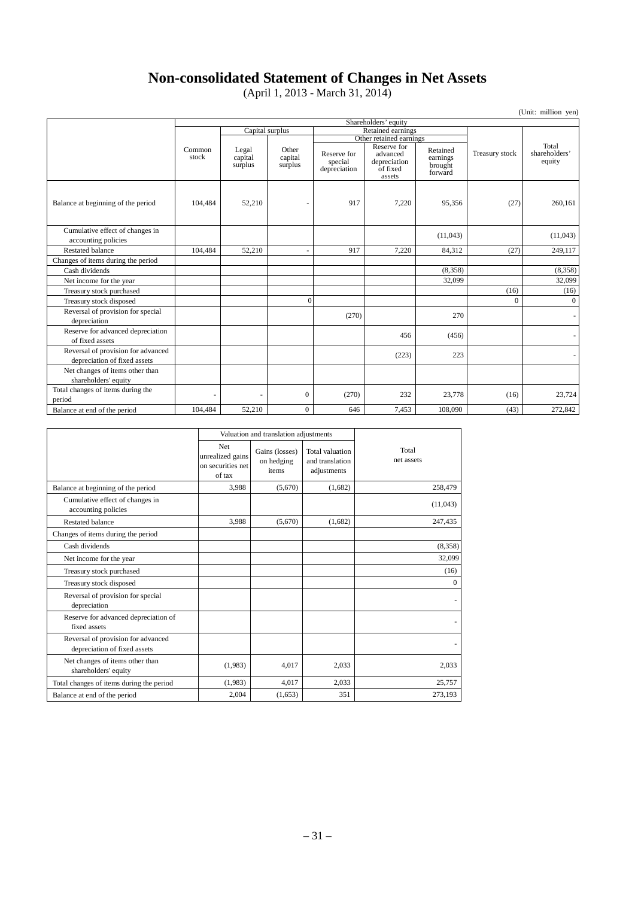# Non-consolidated Statement of Changes in Net Assets

(April 1, 2013 - March 31, 2014)

(Unit: million yen)

| | Shareholders' equity | | | | | | | |
|---|---|---|---|---|---|---|---|---|
| | | Capital surplus | | Retained earnings | | | | |
| | | | | Other retained earnings | | | | |
| | Common stock | Legal capital surplus | Other capital surplus | Reserve for special depreciation | Reserve for advanced depreciation of fixed assets | Retained earnings brought forward | Treasury stock | Total shareholders' equity |
| Balance at beginning of the period | 104,484 | 52,210 | - | 917 | 7,220 | 95,356 | (27) | 260,161 |
| Cumulative effect of changes in accounting policies | | | | | | (11,043) | | (11,043) |
| Restated balance | 104,484 | 52,210 | - | 917 | 7,220 | 84,312 | (27) | 249,117 |
| Changes of items during the period | | | | | | | | |
| Cash dividends | | | | | | (8,358) | | (8,358) |
| Net income for the year | | | | | | 32,099 | | 32,099 |
| Treasury stock purchased | | | | | | | (16) | (16) |
| Treasury stock disposed | | | 0 | | | | 0 | 0 |
| Reversal of provision for special depreciation | | | | (270) | | 270 | | - |
| Reserve for advanced depreciation of fixed assets | | | | | 456 | (456) | | - |
| Reversal of provision for advanced depreciation of fixed assets | | | | | (223) | 223 | | - |
| Net changes of items other than shareholders' equity | | | | | | | | |
| Total changes of items during the period | - | - | 0 | (270) | 232 | 23,778 | (16) | 23,724 |
| Balance at end of the period | 104,484 | 52,210 | 0 | 646 | 7,453 | 108,090 | (43) | 272,842 |

| | Valuation and translation adjustments | | | |
|---|---|---|---|---|
| | Net unrealized gains on securities net of tax | Gains (losses) on hedging items | Total valuation and translation adjustments | Total net assets |
| Balance at beginning of the period | 3,988 | (5,670) | (1,682) | 258,479 |
| Cumulative effect of changes in accounting policies | | | | (11,043) |
| Restated balance | 3,988 | (5,670) | (1,682) | 247,435 |
| Changes of items during the period | | | | |
| Cash dividends | | | | (8,358) |
| Net income for the year | | | | 32,099 |
| Treasury stock purchased | | | | (16) |
| Treasury stock disposed | | | | 0 |
| Reversal of provision for special depreciation | | | | - |
| Reserve for advanced depreciation of fixed assets | | | | - |
| Reversal of provision for advanced depreciation of fixed assets | | | | - |
| Net changes of items other than shareholders' equity | (1,983) | 4,017 | 2,033 | 2,033 |
| Total changes of items during the period | (1,983) | 4,017 | 2,033 | 25,757 |
| Balance at end of the period | 2,004 | (1,653) | 351 | 273,193 |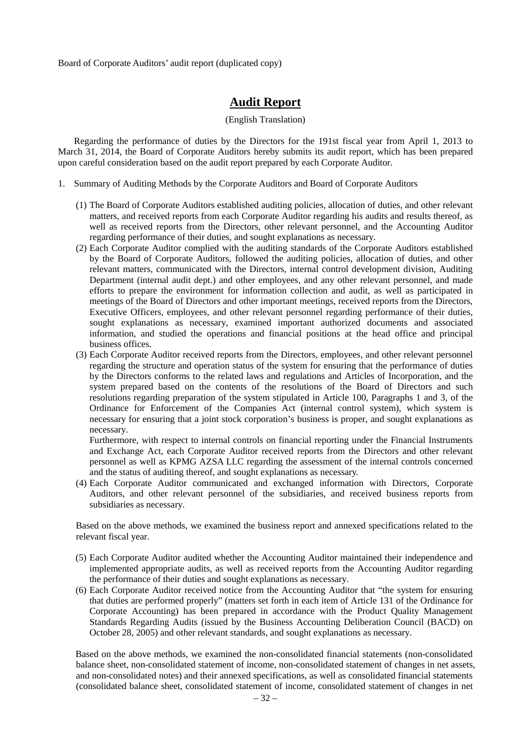Board of Corporate Auditors' audit report (duplicated copy)

# Audit Report

(English Translation)

Regarding the performance of duties by the Directors for the 191st fiscal year from April 1, 2013 to March 31, 2014, the Board of Corporate Auditors hereby submits its audit report, which has been prepared upon careful consideration based on the audit report prepared by each Corporate Auditor.

1. Summary of Auditing Methods by the Corporate Auditors and Board of Corporate Auditors

   (1) The Board of Corporate Auditors established auditing policies, allocation of duties, and other relevant matters, and received reports from each Corporate Auditor regarding his audits and results thereof, as well as received reports from the Directors, other relevant personnel, and the Accounting Auditor regarding performance of their duties, and sought explanations as necessary.

   (2) Each Corporate Auditor complied with the auditing standards of the Corporate Auditors established by the Board of Corporate Auditors, followed the auditing policies, allocation of duties, and other relevant matters, communicated with the Directors, internal control development division, Auditing Department (internal audit dept.) and other employees, and any other relevant personnel, and made efforts to prepare the environment for information collection and audit, as well as participated in meetings of the Board of Directors and other important meetings, received reports from the Directors, Executive Officers, employees, and other relevant personnel regarding performance of their duties, sought explanations as necessary, examined important authorized documents and associated information, and studied the operations and financial positions at the head office and principal business offices.

   (3) Each Corporate Auditor received reports from the Directors, employees, and other relevant personnel regarding the structure and operation status of the system for ensuring that the performance of duties by the Directors conforms to the related laws and regulations and Articles of Incorporation, and the system prepared based on the contents of the resolutions of the Board of Directors and such resolutions regarding preparation of the system stipulated in Article 100, Paragraphs 1 and 3, of the Ordinance for Enforcement of the Companies Act (internal control system), which system is necessary for ensuring that a joint stock corporation's business is proper, and sought explanations as necessary.

   Furthermore, with respect to internal controls on financial reporting under the Financial Instruments and Exchange Act, each Corporate Auditor received reports from the Directors and other relevant personnel as well as KPMG AZSA LLC regarding the assessment of the internal controls concerned and the status of auditing thereof, and sought explanations as necessary.

   (4) Each Corporate Auditor communicated and exchanged information with Directors, Corporate Auditors, and other relevant personnel of the subsidiaries, and received business reports from subsidiaries as necessary.

   Based on the above methods, we examined the business report and annexed specifications related to the relevant fiscal year.

   (5) Each Corporate Auditor audited whether the Accounting Auditor maintained their independence and implemented appropriate audits, as well as received reports from the Accounting Auditor regarding the performance of their duties and sought explanations as necessary.

   (6) Each Corporate Auditor received notice from the Accounting Auditor that "the system for ensuring that duties are performed properly" (matters set forth in each item of Article 131 of the Ordinance for Corporate Accounting) has been prepared in accordance with the Product Quality Management Standards Regarding Audits (issued by the Business Accounting Deliberation Council (BACD) on October 28, 2005) and other relevant standards, and sought explanations as necessary.

   Based on the above methods, we examined the non-consolidated financial statements (non-consolidated balance sheet, non-consolidated statement of income, non-consolidated statement of changes in net assets, and non-consolidated notes) and their annexed specifications, as well as consolidated financial statements (consolidated balance sheet, consolidated statement of income, consolidated statement of changes in net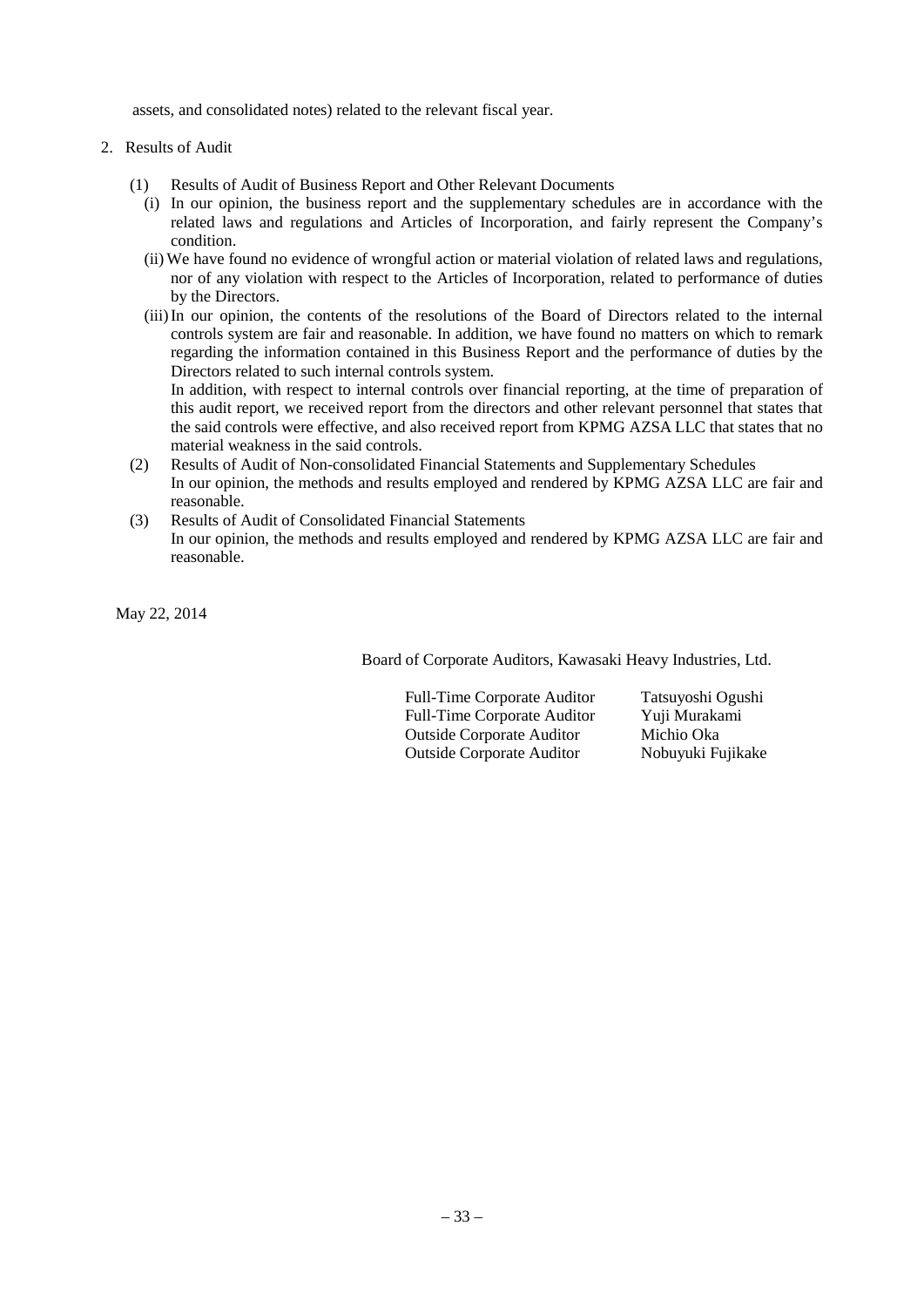assets, and consolidated notes) related to the relevant fiscal year.

2. Results of Audit

   (1) Results of Audit of Business Report and Other Relevant Documents

      (i) In our opinion, the business report and the supplementary schedules are in accordance with the related laws and regulations and Articles of Incorporation, and fairly represent the Company's condition.

      (ii) We have found no evidence of wrongful action or material violation of related laws and regulations, nor of any violation with respect to the Articles of Incorporation, related to performance of duties by the Directors.

      (iii) In our opinion, the contents of the resolutions of the Board of Directors related to the internal controls system are fair and reasonable. In addition, we have found no matters on which to remark regarding the information contained in this Business Report and the performance of duties by the Directors related to such internal controls system.
      In addition, with respect to internal controls over financial reporting, at the time of preparation of this audit report, we received report from the directors and other relevant personnel that states that the said controls were effective, and also received report from KPMG AZSA LLC that states that no material weakness in the said controls.

   (2) Results of Audit of Non-consolidated Financial Statements and Supplementary Schedules
      In our opinion, the methods and results employed and rendered by KPMG AZSA LLC are fair and reasonable.

   (3) Results of Audit of Consolidated Financial Statements
      In our opinion, the methods and results employed and rendered by KPMG AZSA LLC are fair and reasonable.

May 22, 2014

Board of Corporate Auditors, Kawasaki Heavy Industries, Ltd.

| | |
|---|---|
| Full-Time Corporate Auditor | Tatsuyoshi Ogushi |
| Full-Time Corporate Auditor | Yuji Murakami |
| Outside Corporate Auditor | Michio Oka |
| Outside Corporate Auditor | Nobuyuki Fujikake |